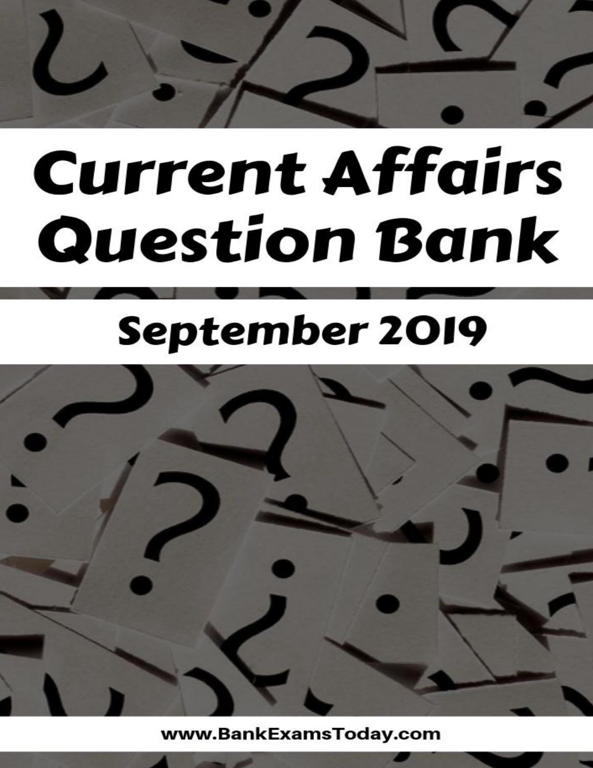# Current Affairs Question Bank

## September 2019

www.BankExamsToday.com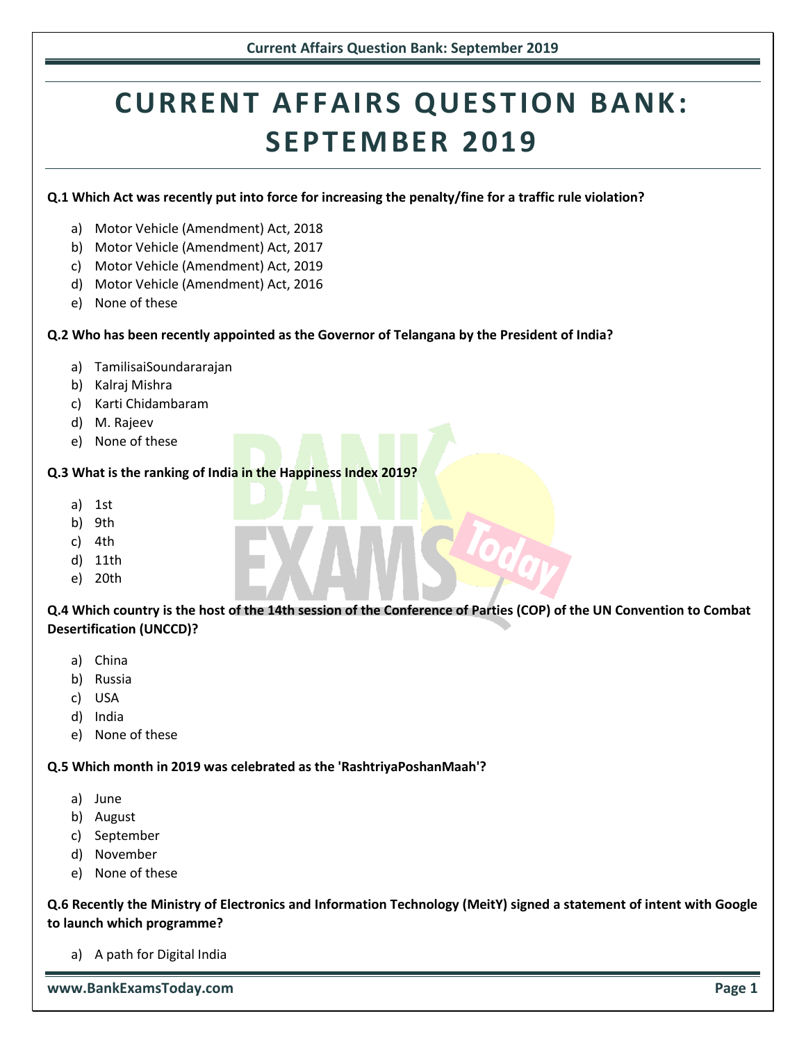# CURRENT AFFAIRS QUESTION BANK: SEPTEMBER 2019

**Q.1 Which Act was recently put into force for increasing the penalty/fine for a traffic rule violation?**

a) Motor Vehicle (Amendment) Act, 2018
b) Motor Vehicle (Amendment) Act, 2017
c) Motor Vehicle (Amendment) Act, 2019
d) Motor Vehicle (Amendment) Act, 2016
e) None of these

**Q.2 Who has been recently appointed as the Governor of Telangana by the President of India?**

a) TamilisaiSoundararajan
b) Kalraj Mishra
c) Karti Chidambaram
d) M. Rajeev
e) None of these

**Q.3 What is the ranking of India in the Happiness Index 2019?**

a) 1st
b) 9th
c) 4th
d) 11th
e) 20th

**Q.4 Which country is the host of the 14th session of the Conference of Parties (COP) of the UN Convention to Combat Desertification (UNCCD)?**

a) China
b) Russia
c) USA
d) India
e) None of these

**Q.5 Which month in 2019 was celebrated as the 'RashtriyaPoshanMaah'?**

a) June
b) August
c) September
d) November
e) None of these

**Q.6 Recently the Ministry of Electronics and Information Technology (MeitY) signed a statement of intent with Google to launch which programme?**

a) A path for Digital India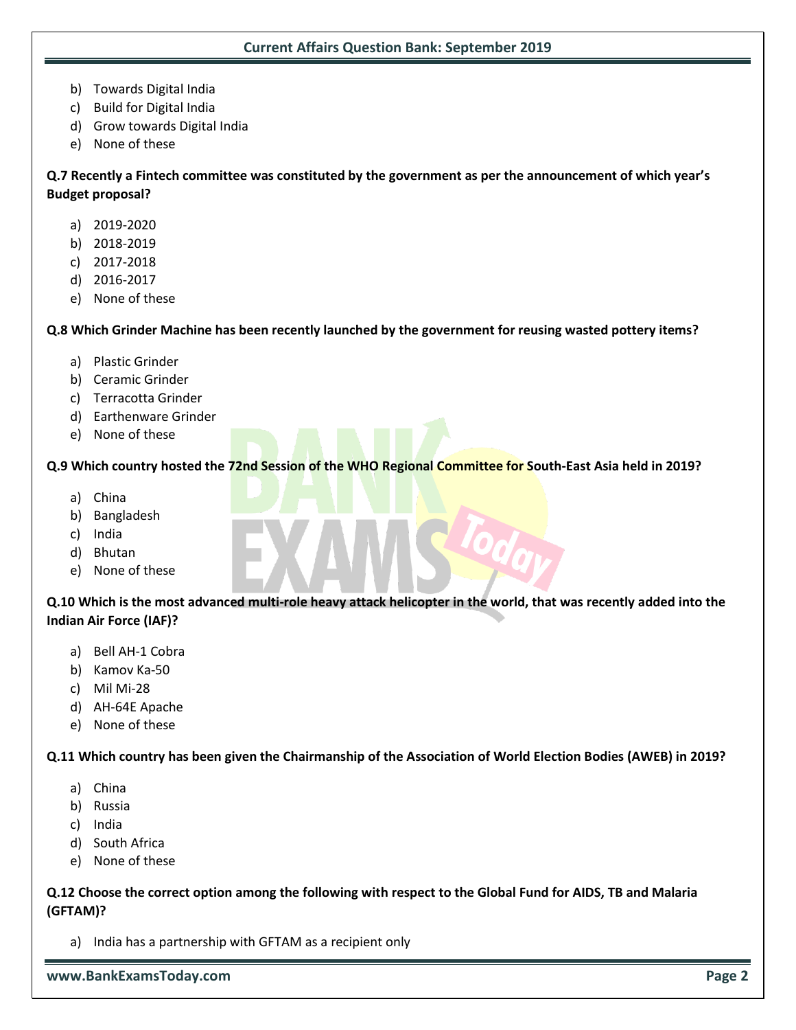b) Towards Digital India
c) Build for Digital India
d) Grow towards Digital India
e) None of these

**Q.7 Recently a Fintech committee was constituted by the government as per the announcement of which year's Budget proposal?**

a) 2019-2020
b) 2018-2019
c) 2017-2018
d) 2016-2017
e) None of these

**Q.8 Which Grinder Machine has been recently launched by the government for reusing wasted pottery items?**

a) Plastic Grinder
b) Ceramic Grinder
c) Terracotta Grinder
d) Earthenware Grinder
e) None of these

**Q.9 Which country hosted the 72nd Session of the WHO Regional Committee for South-East Asia held in 2019?**

a) China
b) Bangladesh
c) India
d) Bhutan
e) None of these

**Q.10 Which is the most advanced multi-role heavy attack helicopter in the world, that was recently added into the Indian Air Force (IAF)?**

a) Bell AH-1 Cobra
b) Kamov Ka-50
c) Mil Mi-28
d) AH-64E Apache
e) None of these

**Q.11 Which country has been given the Chairmanship of the Association of World Election Bodies (AWEB) in 2019?**

a) China
b) Russia
c) India
d) South Africa
e) None of these

**Q.12 Choose the correct option among the following with respect to the Global Fund for AIDS, TB and Malaria (GFTAM)?**

a) India has a partnership with GFTAM as a recipient only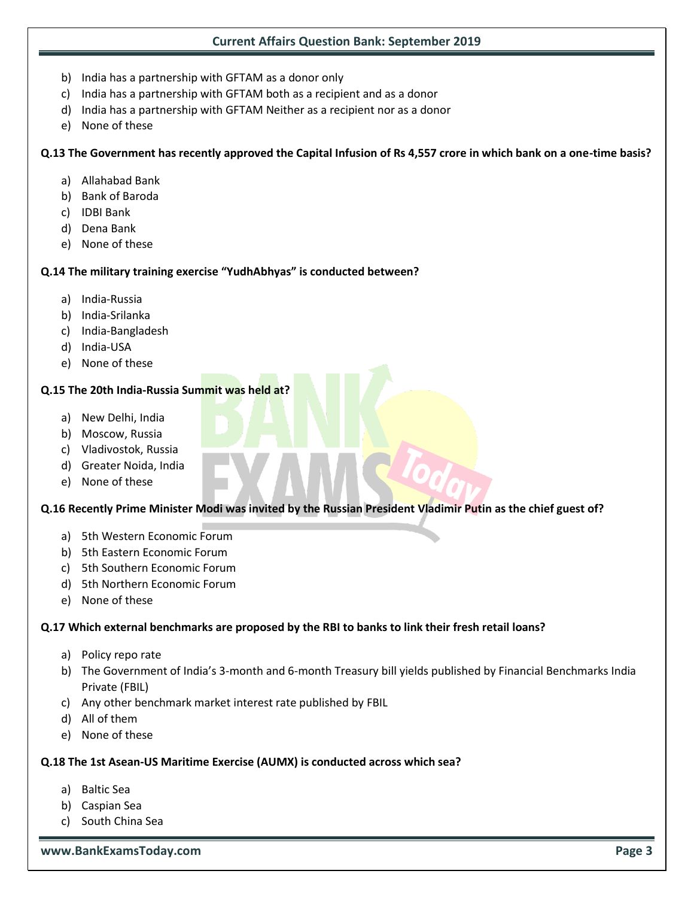b) India has a partnership with GFTAM as a donor only
c) India has a partnership with GFTAM both as a recipient and as a donor
d) India has a partnership with GFTAM Neither as a recipient nor as a donor
e) None of these

**Q.13 The Government has recently approved the Capital Infusion of Rs 4,557 crore in which bank on a one-time basis?**

a) Allahabad Bank
b) Bank of Baroda
c) IDBI Bank
d) Dena Bank
e) None of these

**Q.14 The military training exercise "YudhAbhyas" is conducted between?**

a) India-Russia
b) India-Srilanka
c) India-Bangladesh
d) India-USA
e) None of these

**Q.15 The 20th India-Russia Summit was held at?**

a) New Delhi, India
b) Moscow, Russia
c) Vladivostok, Russia
d) Greater Noida, India
e) None of these

**Q.16 Recently Prime Minister Modi was invited by the Russian President Vladimir Putin as the chief guest of?**

a) 5th Western Economic Forum
b) 5th Eastern Economic Forum
c) 5th Southern Economic Forum
d) 5th Northern Economic Forum
e) None of these

**Q.17 Which external benchmarks are proposed by the RBI to banks to link their fresh retail loans?**

a) Policy repo rate
b) The Government of India's 3-month and 6-month Treasury bill yields published by Financial Benchmarks India Private (FBIL)
c) Any other benchmark market interest rate published by FBIL
d) All of them
e) None of these

**Q.18 The 1st Asean-US Maritime Exercise (AUMX) is conducted across which sea?**

a) Baltic Sea
b) Caspian Sea
c) South China Sea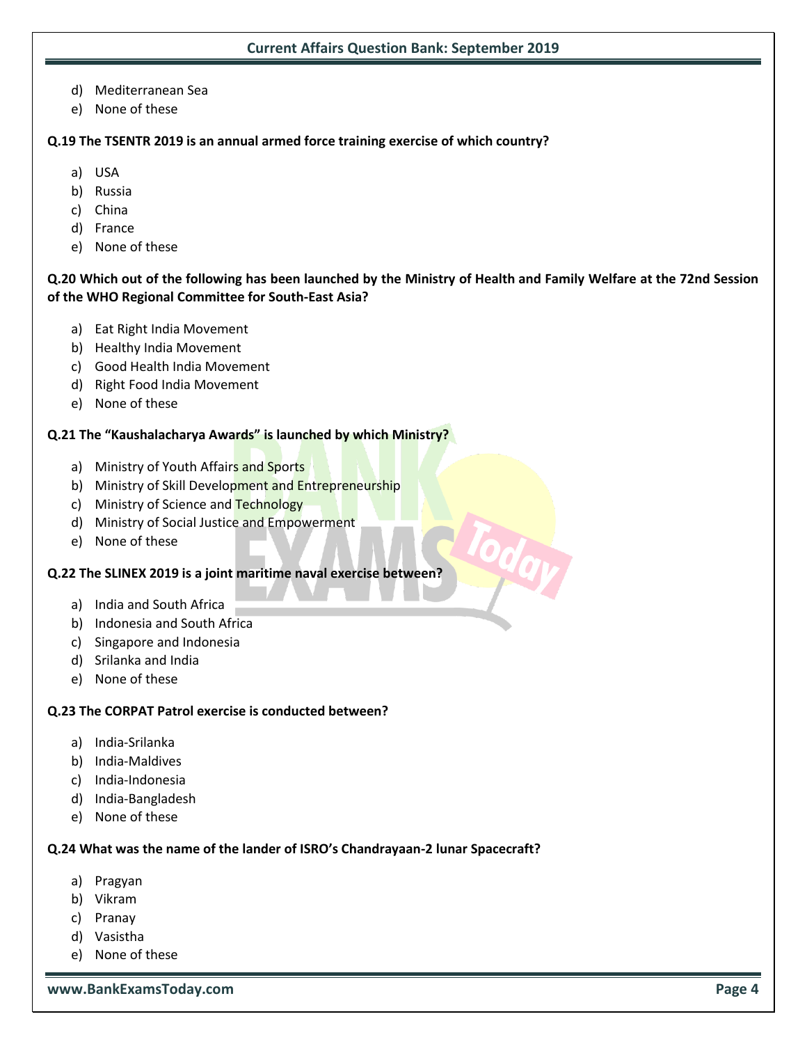d) Mediterranean Sea
e) None of these

**Q.19 The TSENTR 2019 is an annual armed force training exercise of which country?**

a) USA
b) Russia
c) China
d) France
e) None of these

**Q.20 Which out of the following has been launched by the Ministry of Health and Family Welfare at the 72nd Session of the WHO Regional Committee for South-East Asia?**

a) Eat Right India Movement
b) Healthy India Movement
c) Good Health India Movement
d) Right Food India Movement
e) None of these

**Q.21 The "Kaushalacharya Awards" is launched by which Ministry?**

a) Ministry of Youth Affairs and Sports
b) Ministry of Skill Development and Entrepreneurship
c) Ministry of Science and Technology
d) Ministry of Social Justice and Empowerment
e) None of these

**Q.22 The SLINEX 2019 is a joint maritime naval exercise between?**

a) India and South Africa
b) Indonesia and South Africa
c) Singapore and Indonesia
d) Srilanka and India
e) None of these

**Q.23 The CORPAT Patrol exercise is conducted between?**

a) India-Srilanka
b) India-Maldives
c) India-Indonesia
d) India-Bangladesh
e) None of these

**Q.24 What was the name of the lander of ISRO's Chandrayaan-2 lunar Spacecraft?**

a) Pragyan
b) Vikram
c) Pranay
d) Vasistha
e) None of these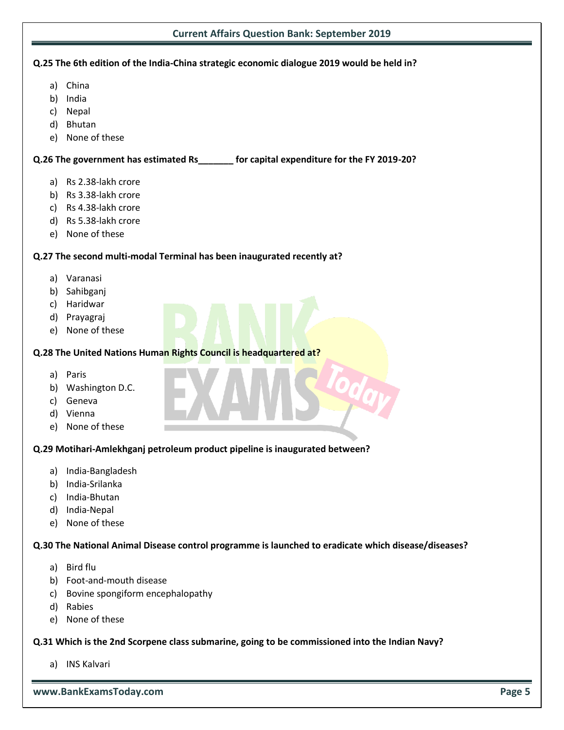**Q.25 The 6th edition of the India-China strategic economic dialogue 2019 would be held in?**

a) China
b) India
c) Nepal
d) Bhutan
e) None of these

**Q.26 The government has estimated Rs_______ for capital expenditure for the FY 2019-20?**

a) Rs 2.38-lakh crore
b) Rs 3.38-lakh crore
c) Rs 4.38-lakh crore
d) Rs 5.38-lakh crore
e) None of these

**Q.27 The second multi-modal Terminal has been inaugurated recently at?**

a) Varanasi
b) Sahibganj
c) Haridwar
d) Prayagraj
e) None of these

**Q.28 The United Nations Human Rights Council is headquartered at?**

a) Paris
b) Washington D.C.
c) Geneva
d) Vienna
e) None of these

**Q.29 Motihari-Amlekhganj petroleum product pipeline is inaugurated between?**

a) India-Bangladesh
b) India-Srilanka
c) India-Bhutan
d) India-Nepal
e) None of these

**Q.30 The National Animal Disease control programme is launched to eradicate which disease/diseases?**

a) Bird flu
b) Foot-and-mouth disease
c) Bovine spongiform encephalopathy
d) Rabies
e) None of these

**Q.31 Which is the 2nd Scorpene class submarine, going to be commissioned into the Indian Navy?**

a) INS Kalvari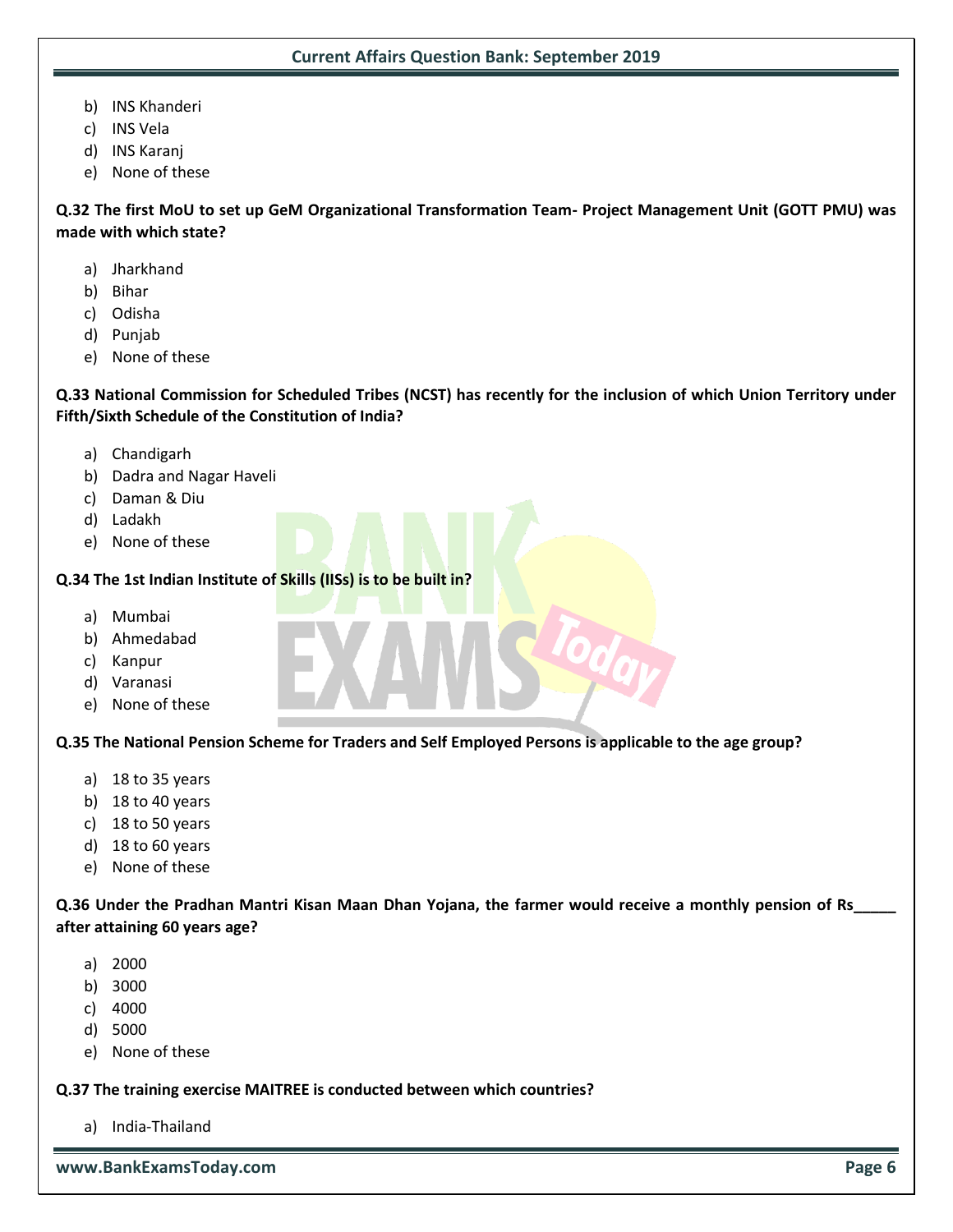b) INS Khanderi
c) INS Vela
d) INS Karanj
e) None of these

**Q.32 The first MoU to set up GeM Organizational Transformation Team- Project Management Unit (GOTT PMU) was made with which state?**

a) Jharkhand
b) Bihar
c) Odisha
d) Punjab
e) None of these

**Q.33 National Commission for Scheduled Tribes (NCST) has recently for the inclusion of which Union Territory under Fifth/Sixth Schedule of the Constitution of India?**

a) Chandigarh
b) Dadra and Nagar Haveli
c) Daman & Diu
d) Ladakh
e) None of these

**Q.34 The 1st Indian Institute of Skills (IISs) is to be built in?**

a) Mumbai
b) Ahmedabad
c) Kanpur
d) Varanasi
e) None of these

**Q.35 The National Pension Scheme for Traders and Self Employed Persons is applicable to the age group?**

a) 18 to 35 years
b) 18 to 40 years
c) 18 to 50 years
d) 18 to 60 years
e) None of these

**Q.36 Under the Pradhan Mantri Kisan Maan Dhan Yojana, the farmer would receive a monthly pension of Rs_____ after attaining 60 years age?**

a) 2000
b) 3000
c) 4000
d) 5000
e) None of these

**Q.37 The training exercise MAITREE is conducted between which countries?**

a) India-Thailand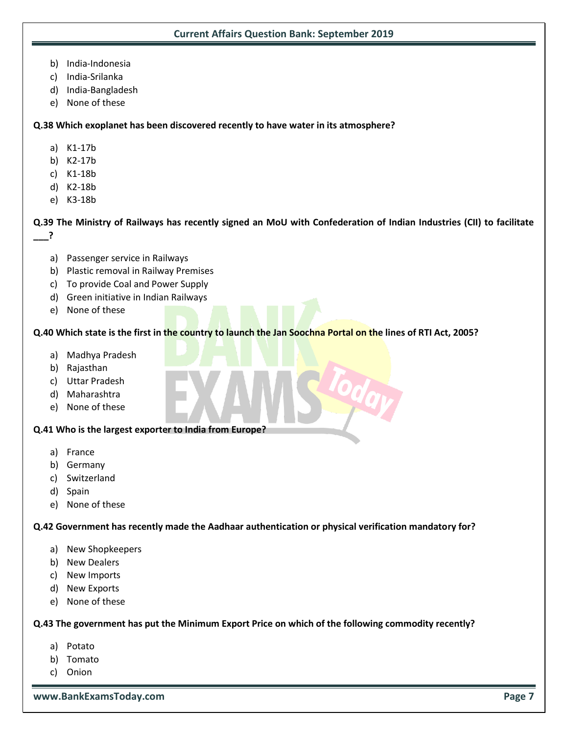b) India-Indonesia
c) India-Srilanka
d) India-Bangladesh
e) None of these

**Q.38 Which exoplanet has been discovered recently to have water in its atmosphere?**

a) K1-17b
b) K2-17b
c) K1-18b
d) K2-18b
e) K3-18b

**Q.39 The Ministry of Railways has recently signed an MoU with Confederation of Indian Industries (CII) to facilitate ___?**

a) Passenger service in Railways
b) Plastic removal in Railway Premises
c) To provide Coal and Power Supply
d) Green initiative in Indian Railways
e) None of these

**Q.40 Which state is the first in the country to launch the Jan Soochna Portal on the lines of RTI Act, 2005?**

a) Madhya Pradesh
b) Rajasthan
c) Uttar Pradesh
d) Maharashtra
e) None of these

**Q.41 Who is the largest exporter to India from Europe?**

a) France
b) Germany
c) Switzerland
d) Spain
e) None of these

**Q.42 Government has recently made the Aadhaar authentication or physical verification mandatory for?**

a) New Shopkeepers
b) New Dealers
c) New Imports
d) New Exports
e) None of these

**Q.43 The government has put the Minimum Export Price on which of the following commodity recently?**

a) Potato
b) Tomato
c) Onion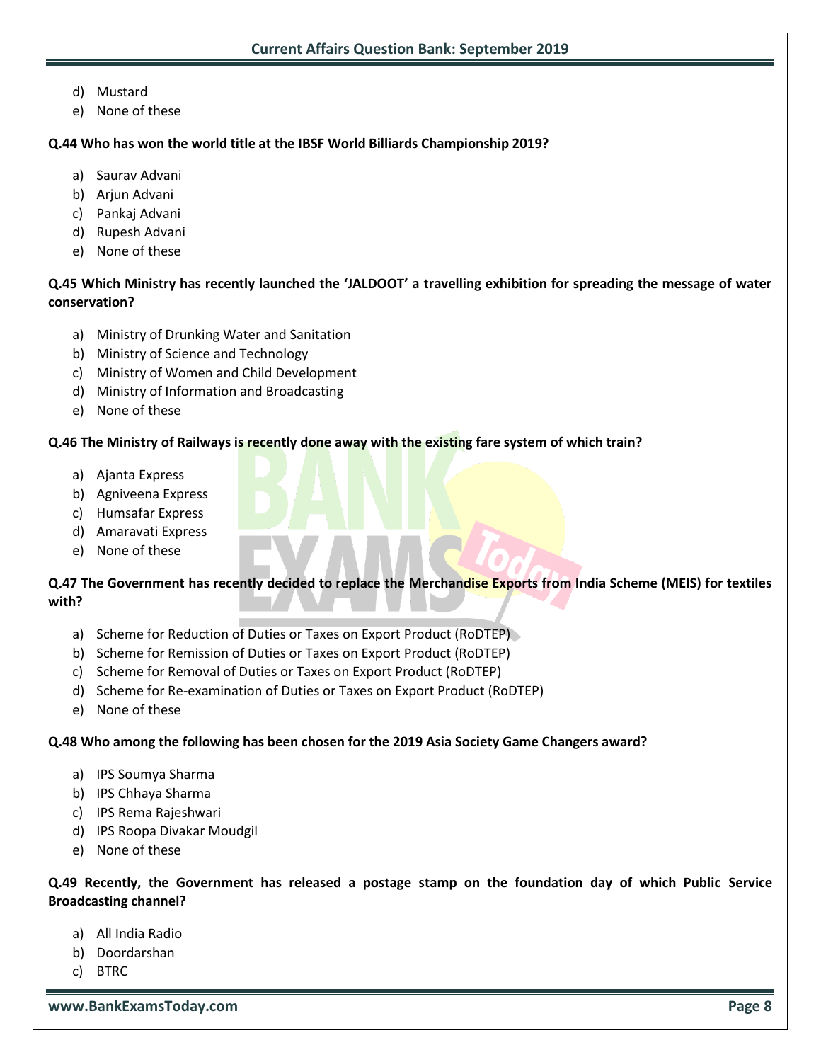d) Mustard
e) None of these

**Q.44 Who has won the world title at the IBSF World Billiards Championship 2019?**

a) Saurav Advani
b) Arjun Advani
c) Pankaj Advani
d) Rupesh Advani
e) None of these

**Q.45 Which Ministry has recently launched the 'JALDOOT' a travelling exhibition for spreading the message of water conservation?**

a) Ministry of Drunking Water and Sanitation
b) Ministry of Science and Technology
c) Ministry of Women and Child Development
d) Ministry of Information and Broadcasting
e) None of these

**Q.46 The Ministry of Railways is recently done away with the existing fare system of which train?**

a) Ajanta Express
b) Agniveena Express
c) Humsafar Express
d) Amaravati Express
e) None of these

**Q.47 The Government has recently decided to replace the Merchandise Exports from India Scheme (MEIS) for textiles with?**

a) Scheme for Reduction of Duties or Taxes on Export Product (RoDTEP)
b) Scheme for Remission of Duties or Taxes on Export Product (RoDTEP)
c) Scheme for Removal of Duties or Taxes on Export Product (RoDTEP)
d) Scheme for Re-examination of Duties or Taxes on Export Product (RoDTEP)
e) None of these

**Q.48 Who among the following has been chosen for the 2019 Asia Society Game Changers award?**

a) IPS Soumya Sharma
b) IPS Chhaya Sharma
c) IPS Rema Rajeshwari
d) IPS Roopa Divakar Moudgil
e) None of these

**Q.49 Recently, the Government has released a postage stamp on the foundation day of which Public Service Broadcasting channel?**

a) All India Radio
b) Doordarshan
c) BTRC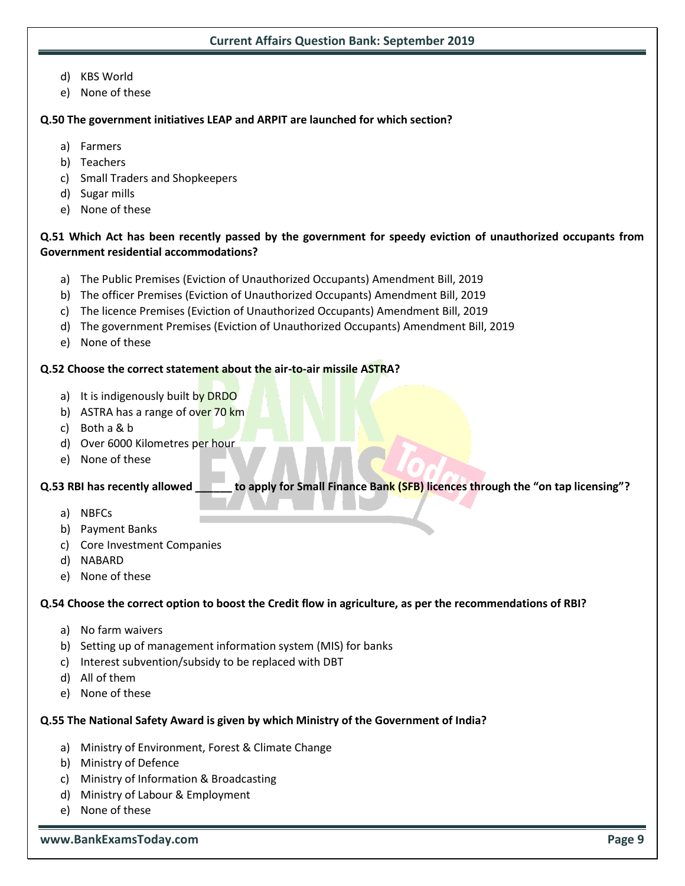d) KBS World
e) None of these

**Q.50 The government initiatives LEAP and ARPIT are launched for which section?**

a) Farmers
b) Teachers
c) Small Traders and Shopkeepers
d) Sugar mills
e) None of these

**Q.51 Which Act has been recently passed by the government for speedy eviction of unauthorized occupants from Government residential accommodations?**

a) The Public Premises (Eviction of Unauthorized Occupants) Amendment Bill, 2019
b) The officer Premises (Eviction of Unauthorized Occupants) Amendment Bill, 2019
c) The licence Premises (Eviction of Unauthorized Occupants) Amendment Bill, 2019
d) The government Premises (Eviction of Unauthorized Occupants) Amendment Bill, 2019
e) None of these

**Q.52 Choose the correct statement about the air-to-air missile ASTRA?**

a) It is indigenously built by DRDO
b) ASTRA has a range of over 70 km
c) Both a & b
d) Over 6000 Kilometres per hour
e) None of these

**Q.53 RBI has recently allowed ______ to apply for Small Finance Bank (SFB) licences through the "on tap licensing"?**

a) NBFCs
b) Payment Banks
c) Core Investment Companies
d) NABARD
e) None of these

**Q.54 Choose the correct option to boost the Credit flow in agriculture, as per the recommendations of RBI?**

a) No farm waivers
b) Setting up of management information system (MIS) for banks
c) Interest subvention/subsidy to be replaced with DBT
d) All of them
e) None of these

**Q.55 The National Safety Award is given by which Ministry of the Government of India?**

a) Ministry of Environment, Forest & Climate Change
b) Ministry of Defence
c) Ministry of Information & Broadcasting
d) Ministry of Labour & Employment
e) None of these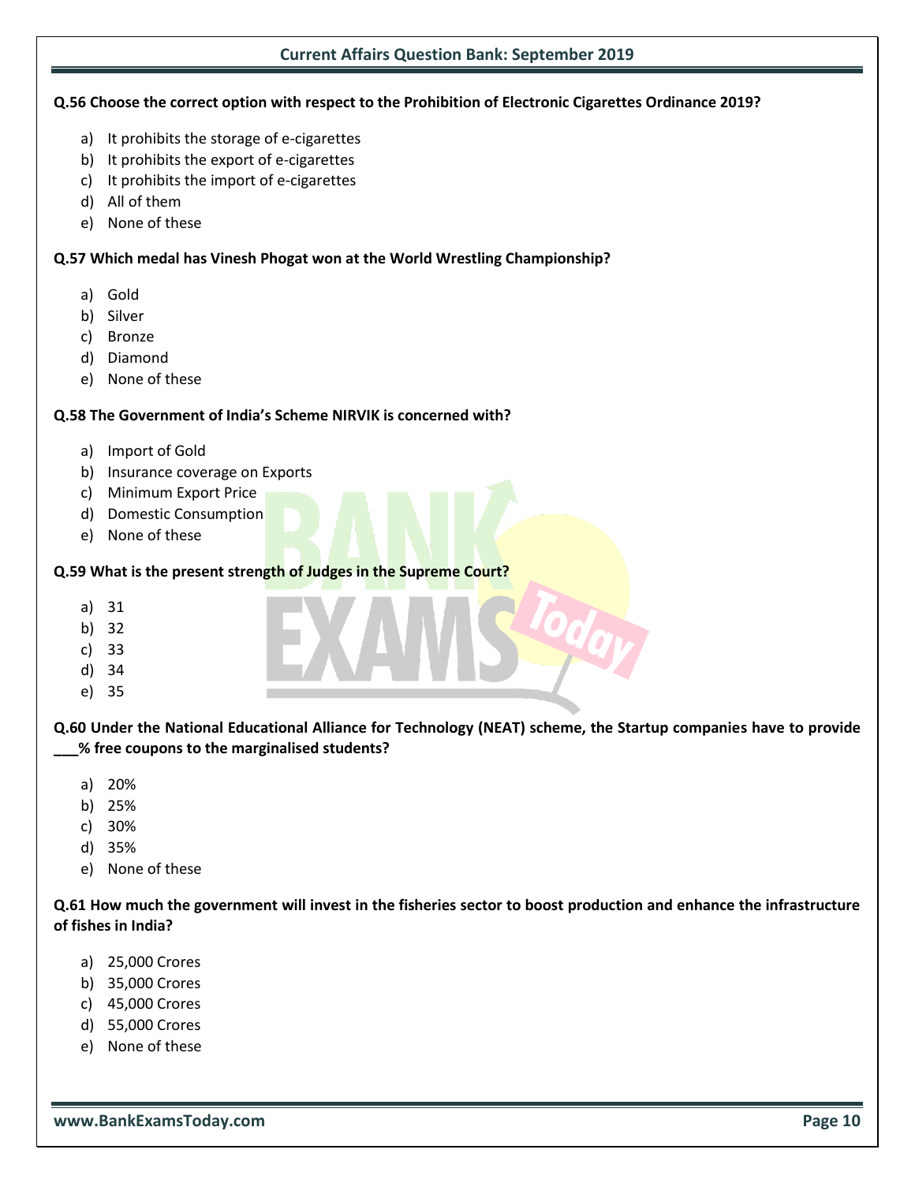**Q.56 Choose the correct option with respect to the Prohibition of Electronic Cigarettes Ordinance 2019?**

a) It prohibits the storage of e-cigarettes
b) It prohibits the export of e-cigarettes
c) It prohibits the import of e-cigarettes
d) All of them
e) None of these

**Q.57 Which medal has Vinesh Phogat won at the World Wrestling Championship?**

a) Gold
b) Silver
c) Bronze
d) Diamond
e) None of these

**Q.58 The Government of India's Scheme NIRVIK is concerned with?**

a) Import of Gold
b) Insurance coverage on Exports
c) Minimum Export Price
d) Domestic Consumption
e) None of these

**Q.59 What is the present strength of Judges in the Supreme Court?**

a) 31
b) 32
c) 33
d) 34
e) 35

**Q.60 Under the National Educational Alliance for Technology (NEAT) scheme, the Startup companies have to provide ___% free coupons to the marginalised students?**

a) 20%
b) 25%
c) 30%
d) 35%
e) None of these

**Q.61 How much the government will invest in the fisheries sector to boost production and enhance the infrastructure of fishes in India?**

a) 25,000 Crores
b) 35,000 Crores
c) 45,000 Crores
d) 55,000 Crores
e) None of these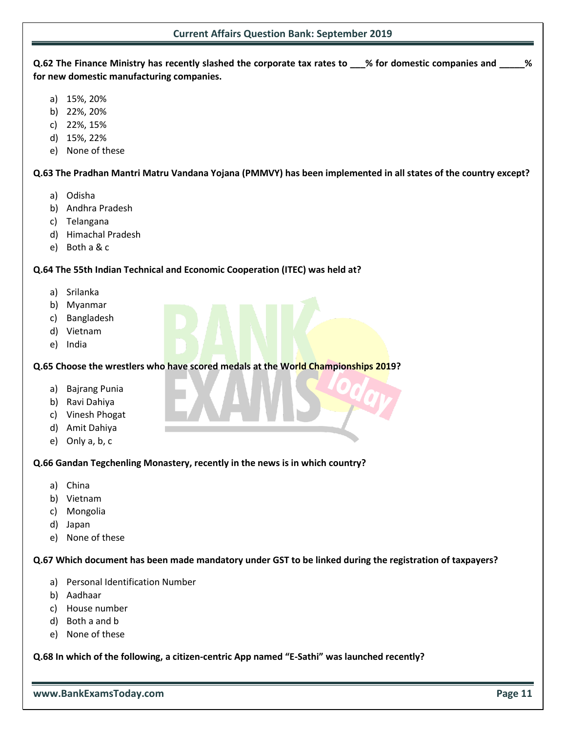**Q.62 The Finance Ministry has recently slashed the corporate tax rates to ___% for domestic companies and _____% for new domestic manufacturing companies.**

a) 15%, 20%
b) 22%, 20%
c) 22%, 15%
d) 15%, 22%
e) None of these

**Q.63 The Pradhan Mantri Matru Vandana Yojana (PMMVY) has been implemented in all states of the country except?**

a) Odisha
b) Andhra Pradesh
c) Telangana
d) Himachal Pradesh
e) Both a & c

**Q.64 The 55th Indian Technical and Economic Cooperation (ITEC) was held at?**

a) Srilanka
b) Myanmar
c) Bangladesh
d) Vietnam
e) India

**Q.65 Choose the wrestlers who have scored medals at the World Championships 2019?**

a) Bajrang Punia
b) Ravi Dahiya
c) Vinesh Phogat
d) Amit Dahiya
e) Only a, b, c

**Q.66 Gandan Tegchenling Monastery, recently in the news is in which country?**

a) China
b) Vietnam
c) Mongolia
d) Japan
e) None of these

**Q.67 Which document has been made mandatory under GST to be linked during the registration of taxpayers?**

a) Personal Identification Number
b) Aadhaar
c) House number
d) Both a and b
e) None of these

**Q.68 In which of the following, a citizen-centric App named "E-Sathi" was launched recently?**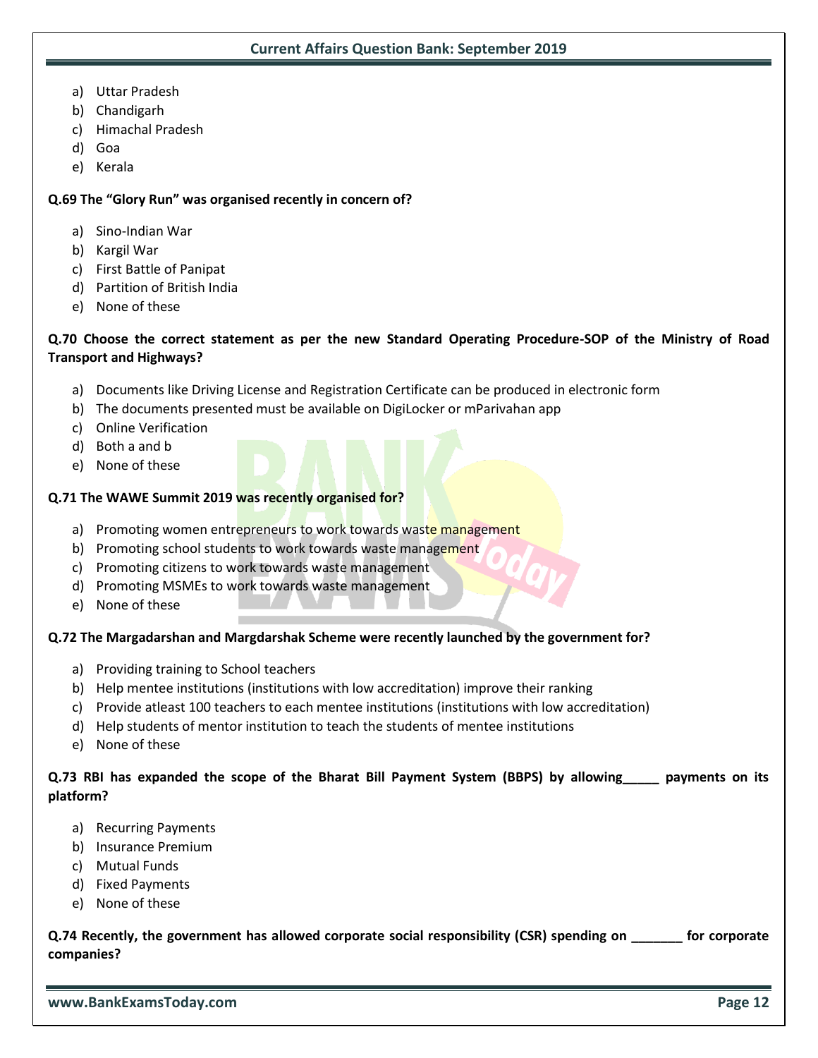a) Uttar Pradesh
b) Chandigarh
c) Himachal Pradesh
d) Goa
e) Kerala

**Q.69 The "Glory Run" was organised recently in concern of?**

a) Sino-Indian War
b) Kargil War
c) First Battle of Panipat
d) Partition of British India
e) None of these

**Q.70 Choose the correct statement as per the new Standard Operating Procedure-SOP of the Ministry of Road Transport and Highways?**

a) Documents like Driving License and Registration Certificate can be produced in electronic form
b) The documents presented must be available on DigiLocker or mParivahan app
c) Online Verification
d) Both a and b
e) None of these

**Q.71 The WAWE Summit 2019 was recently organised for?**

a) Promoting women entrepreneurs to work towards waste management
b) Promoting school students to work towards waste management
c) Promoting citizens to work towards waste management
d) Promoting MSMEs to work towards waste management
e) None of these

**Q.72 The Margadarshan and Margdarshak Scheme were recently launched by the government for?**

a) Providing training to School teachers
b) Help mentee institutions (institutions with low accreditation) improve their ranking
c) Provide atleast 100 teachers to each mentee institutions (institutions with low accreditation)
d) Help students of mentor institution to teach the students of mentee institutions
e) None of these

**Q.73 RBI has expanded the scope of the Bharat Bill Payment System (BBPS) by allowing_____ payments on its platform?**

a) Recurring Payments
b) Insurance Premium
c) Mutual Funds
d) Fixed Payments
e) None of these

**Q.74 Recently, the government has allowed corporate social responsibility (CSR) spending on _______ for corporate companies?**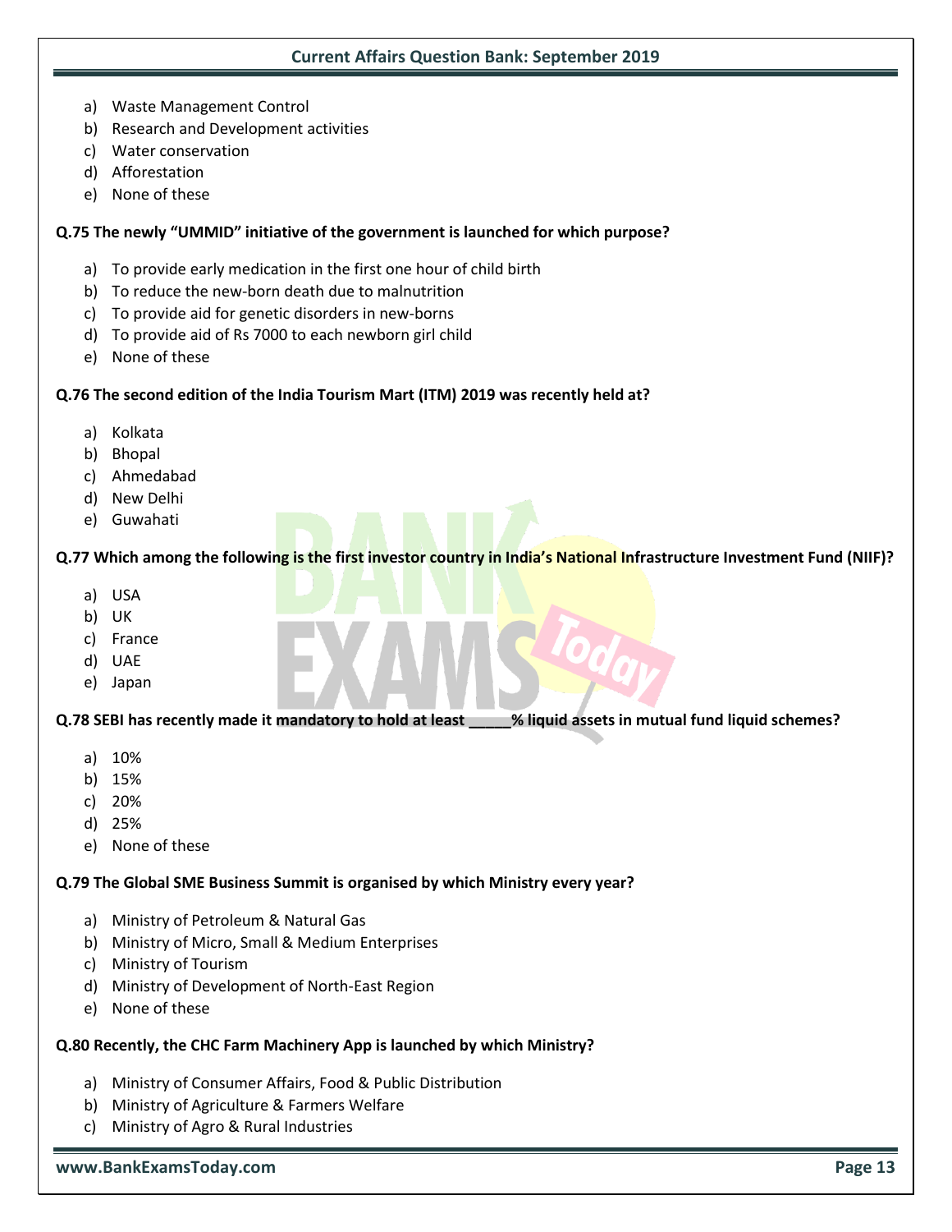a) Waste Management Control
b) Research and Development activities
c) Water conservation
d) Afforestation
e) None of these

**Q.75 The newly "UMMID" initiative of the government is launched for which purpose?**

a) To provide early medication in the first one hour of child birth
b) To reduce the new-born death due to malnutrition
c) To provide aid for genetic disorders in new-borns
d) To provide aid of Rs 7000 to each newborn girl child
e) None of these

**Q.76 The second edition of the India Tourism Mart (ITM) 2019 was recently held at?**

a) Kolkata
b) Bhopal
c) Ahmedabad
d) New Delhi
e) Guwahati

**Q.77 Which among the following is the first investor country in India's National Infrastructure Investment Fund (NIIF)?**

a) USA
b) UK
c) France
d) UAE
e) Japan

**Q.78 SEBI has recently made it mandatory to hold at least _____% liquid assets in mutual fund liquid schemes?**

a) 10%
b) 15%
c) 20%
d) 25%
e) None of these

**Q.79 The Global SME Business Summit is organised by which Ministry every year?**

a) Ministry of Petroleum & Natural Gas
b) Ministry of Micro, Small & Medium Enterprises
c) Ministry of Tourism
d) Ministry of Development of North-East Region
e) None of these

**Q.80 Recently, the CHC Farm Machinery App is launched by which Ministry?**

a) Ministry of Consumer Affairs, Food & Public Distribution
b) Ministry of Agriculture & Farmers Welfare
c) Ministry of Agro & Rural Industries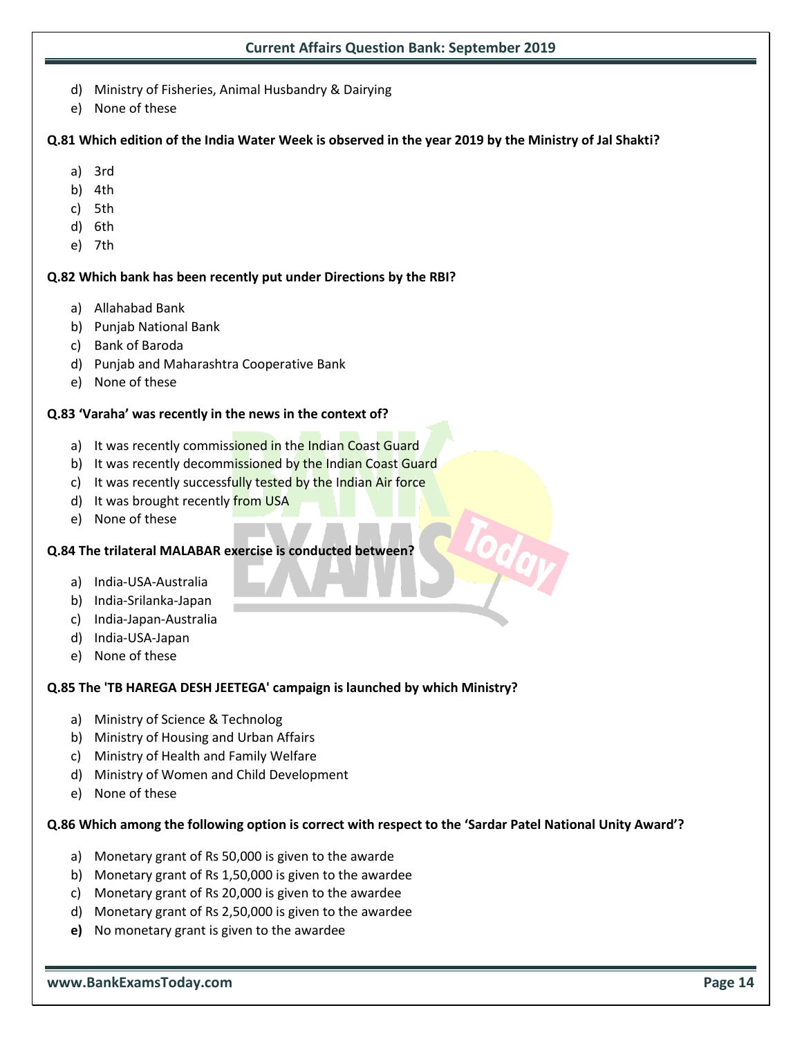d) Ministry of Fisheries, Animal Husbandry & Dairying
e) None of these

**Q.81 Which edition of the India Water Week is observed in the year 2019 by the Ministry of Jal Shakti?**

a) 3rd
b) 4th
c) 5th
d) 6th
e) 7th

**Q.82 Which bank has been recently put under Directions by the RBI?**

a) Allahabad Bank
b) Punjab National Bank
c) Bank of Baroda
d) Punjab and Maharashtra Cooperative Bank
e) None of these

**Q.83 'Varaha' was recently in the news in the context of?**

a) It was recently commissioned in the Indian Coast Guard
b) It was recently decommissioned by the Indian Coast Guard
c) It was recently successfully tested by the Indian Air force
d) It was brought recently from USA
e) None of these

**Q.84 The trilateral MALABAR exercise is conducted between?**

a) India-USA-Australia
b) India-Srilanka-Japan
c) India-Japan-Australia
d) India-USA-Japan
e) None of these

**Q.85 The 'TB HAREGA DESH JEETEGA' campaign is launched by which Ministry?**

a) Ministry of Science & Technolog
b) Ministry of Housing and Urban Affairs
c) Ministry of Health and Family Welfare
d) Ministry of Women and Child Development
e) None of these

**Q.86 Which among the following option is correct with respect to the 'Sardar Patel National Unity Award'?**

a) Monetary grant of Rs 50,000 is given to the awarde
b) Monetary grant of Rs 1,50,000 is given to the awardee
c) Monetary grant of Rs 20,000 is given to the awardee
d) Monetary grant of Rs 2,50,000 is given to the awardee
**e)** No monetary grant is given to the awardee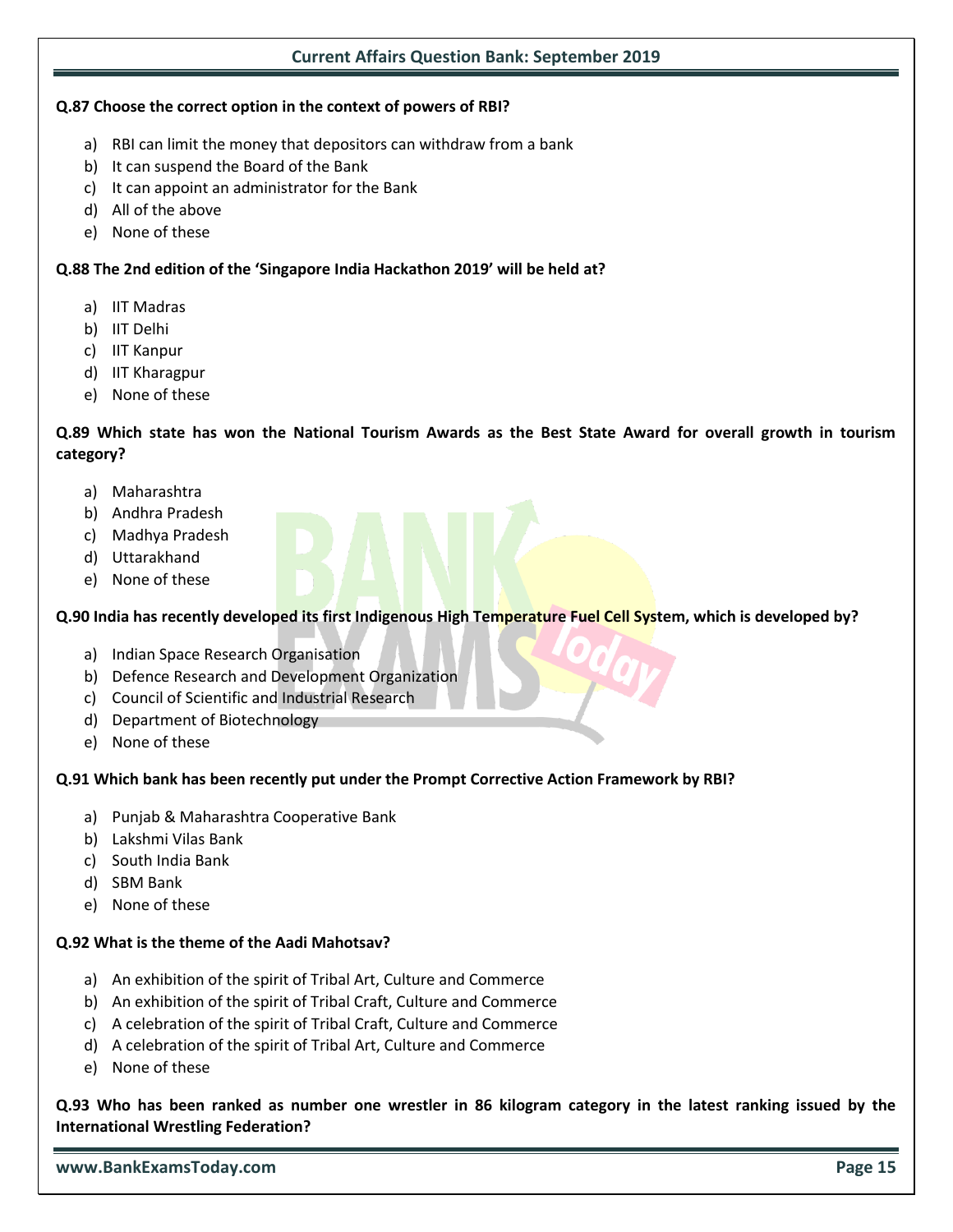**Q.87 Choose the correct option in the context of powers of RBI?**

a) RBI can limit the money that depositors can withdraw from a bank
b) It can suspend the Board of the Bank
c) It can appoint an administrator for the Bank
d) All of the above
e) None of these

**Q.88 The 2nd edition of the 'Singapore India Hackathon 2019' will be held at?**

a) IIT Madras
b) IIT Delhi
c) IIT Kanpur
d) IIT Kharagpur
e) None of these

**Q.89 Which state has won the National Tourism Awards as the Best State Award for overall growth in tourism category?**

a) Maharashtra
b) Andhra Pradesh
c) Madhya Pradesh
d) Uttarakhand
e) None of these

**Q.90 India has recently developed its first Indigenous High Temperature Fuel Cell System, which is developed by?**

a) Indian Space Research Organisation
b) Defence Research and Development Organization
c) Council of Scientific and Industrial Research
d) Department of Biotechnology
e) None of these

**Q.91 Which bank has been recently put under the Prompt Corrective Action Framework by RBI?**

a) Punjab & Maharashtra Cooperative Bank
b) Lakshmi Vilas Bank
c) South India Bank
d) SBM Bank
e) None of these

**Q.92 What is the theme of the Aadi Mahotsav?**

a) An exhibition of the spirit of Tribal Art, Culture and Commerce
b) An exhibition of the spirit of Tribal Craft, Culture and Commerce
c) A celebration of the spirit of Tribal Craft, Culture and Commerce
d) A celebration of the spirit of Tribal Art, Culture and Commerce
e) None of these

**Q.93 Who has been ranked as number one wrestler in 86 kilogram category in the latest ranking issued by the International Wrestling Federation?**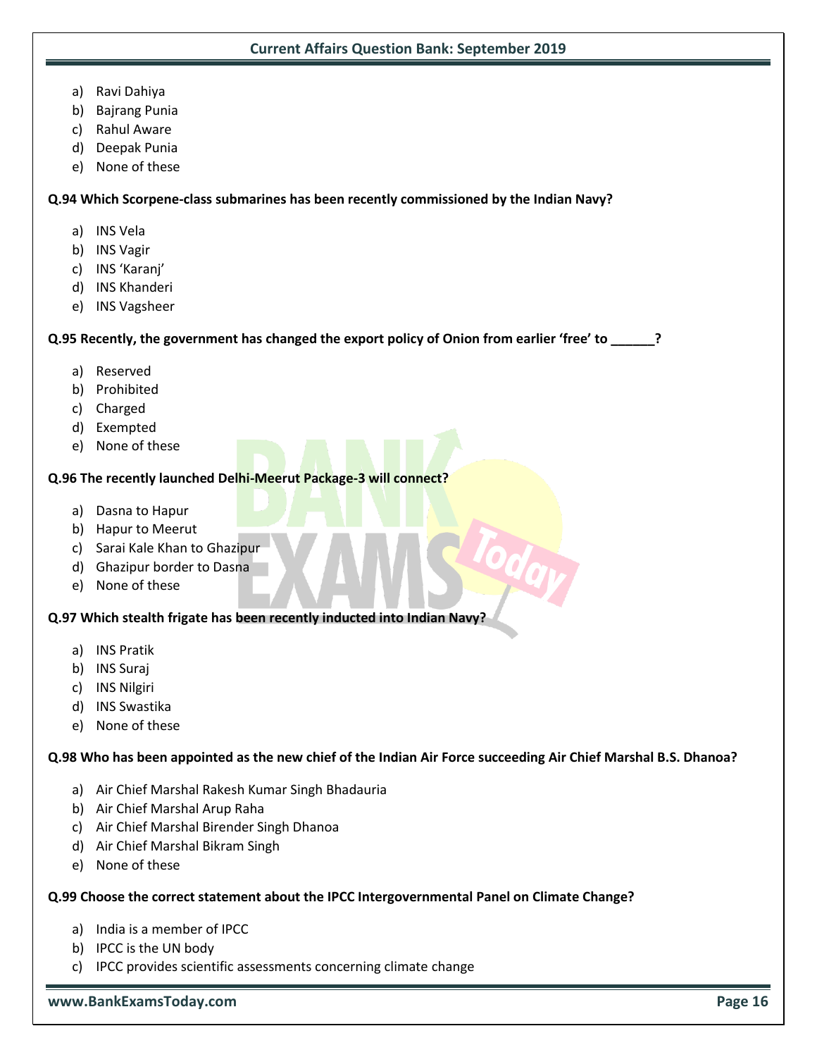a) Ravi Dahiya
b) Bajrang Punia
c) Rahul Aware
d) Deepak Punia
e) None of these

**Q.94 Which Scorpene-class submarines has been recently commissioned by the Indian Navy?**

a) INS Vela
b) INS Vagir
c) INS 'Karanj'
d) INS Khanderi
e) INS Vagsheer

**Q.95 Recently, the government has changed the export policy of Onion from earlier 'free' to ______?**

a) Reserved
b) Prohibited
c) Charged
d) Exempted
e) None of these

**Q.96 The recently launched Delhi-Meerut Package-3 will connect?**

a) Dasna to Hapur
b) Hapur to Meerut
c) Sarai Kale Khan to Ghazipur
d) Ghazipur border to Dasna
e) None of these

**Q.97 Which stealth frigate has been recently inducted into Indian Navy?**

a) INS Pratik
b) INS Suraj
c) INS Nilgiri
d) INS Swastika
e) None of these

**Q.98 Who has been appointed as the new chief of the Indian Air Force succeeding Air Chief Marshal B.S. Dhanoa?**

a) Air Chief Marshal Rakesh Kumar Singh Bhadauria
b) Air Chief Marshal Arup Raha
c) Air Chief Marshal Birender Singh Dhanoa
d) Air Chief Marshal Bikram Singh
e) None of these

**Q.99 Choose the correct statement about the IPCC Intergovernmental Panel on Climate Change?**

a) India is a member of IPCC
b) IPCC is the UN body
c) IPCC provides scientific assessments concerning climate change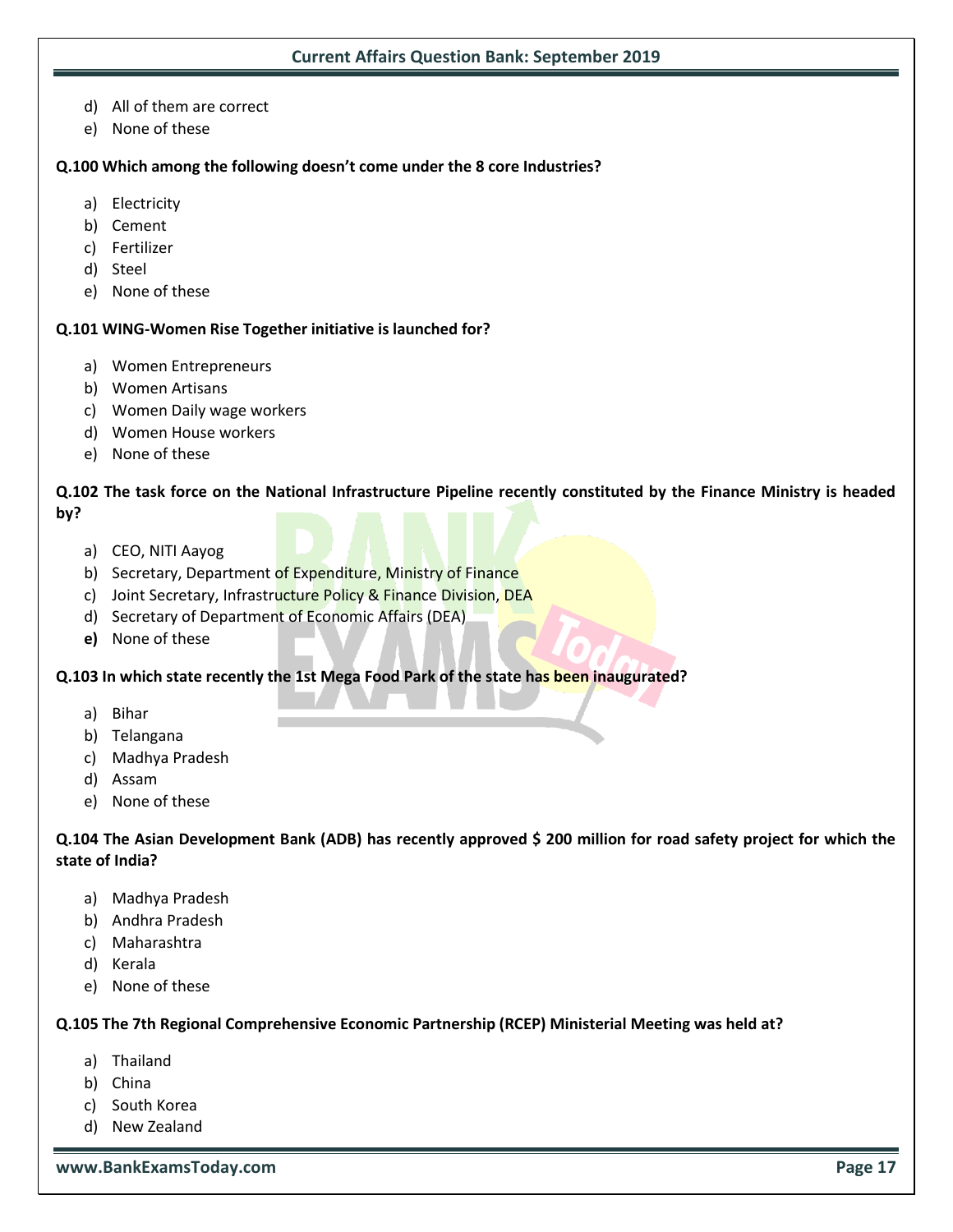d) All of them are correct
e) None of these

**Q.100 Which among the following doesn't come under the 8 core Industries?**

a) Electricity
b) Cement
c) Fertilizer
d) Steel
e) None of these

**Q.101 WING-Women Rise Together initiative is launched for?**

a) Women Entrepreneurs
b) Women Artisans
c) Women Daily wage workers
d) Women House workers
e) None of these

**Q.102 The task force on the National Infrastructure Pipeline recently constituted by the Finance Ministry is headed by?**

a) CEO, NITI Aayog
b) Secretary, Department of Expenditure, Ministry of Finance
c) Joint Secretary, Infrastructure Policy & Finance Division, DEA
d) Secretary of Department of Economic Affairs (DEA)
**e)** None of these

**Q.103 In which state recently the 1st Mega Food Park of the state has been inaugurated?**

a) Bihar
b) Telangana
c) Madhya Pradesh
d) Assam
e) None of these

**Q.104 The Asian Development Bank (ADB) has recently approved $ 200 million for road safety project for which the state of India?**

a) Madhya Pradesh
b) Andhra Pradesh
c) Maharashtra
d) Kerala
e) None of these

**Q.105 The 7th Regional Comprehensive Economic Partnership (RCEP) Ministerial Meeting was held at?**

a) Thailand
b) China
c) South Korea
d) New Zealand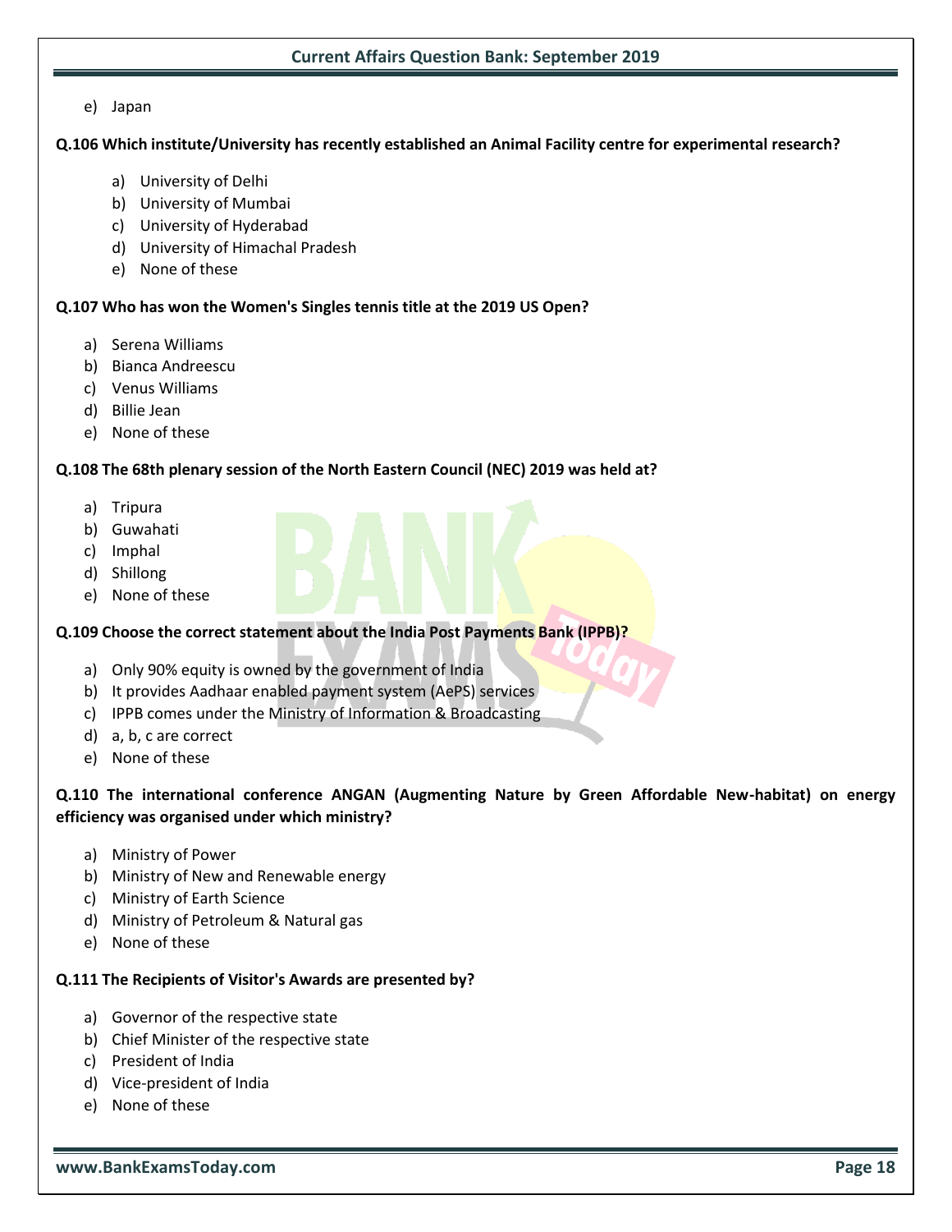e) Japan

**Q.106 Which institute/University has recently established an Animal Facility centre for experimental research?**

a) University of Delhi
b) University of Mumbai
c) University of Hyderabad
d) University of Himachal Pradesh
e) None of these

**Q.107 Who has won the Women's Singles tennis title at the 2019 US Open?**

a) Serena Williams
b) Bianca Andreescu
c) Venus Williams
d) Billie Jean
e) None of these

**Q.108 The 68th plenary session of the North Eastern Council (NEC) 2019 was held at?**

a) Tripura
b) Guwahati
c) Imphal
d) Shillong
e) None of these

**Q.109 Choose the correct statement about the India Post Payments Bank (IPPB)?**

a) Only 90% equity is owned by the government of India
b) It provides Aadhaar enabled payment system (AePS) services
c) IPPB comes under the Ministry of Information & Broadcasting
d) a, b, c are correct
e) None of these

**Q.110 The international conference ANGAN (Augmenting Nature by Green Affordable New-habitat) on energy efficiency was organised under which ministry?**

a) Ministry of Power
b) Ministry of New and Renewable energy
c) Ministry of Earth Science
d) Ministry of Petroleum & Natural gas
e) None of these

**Q.111 The Recipients of Visitor's Awards are presented by?**

a) Governor of the respective state
b) Chief Minister of the respective state
c) President of India
d) Vice-president of India
e) None of these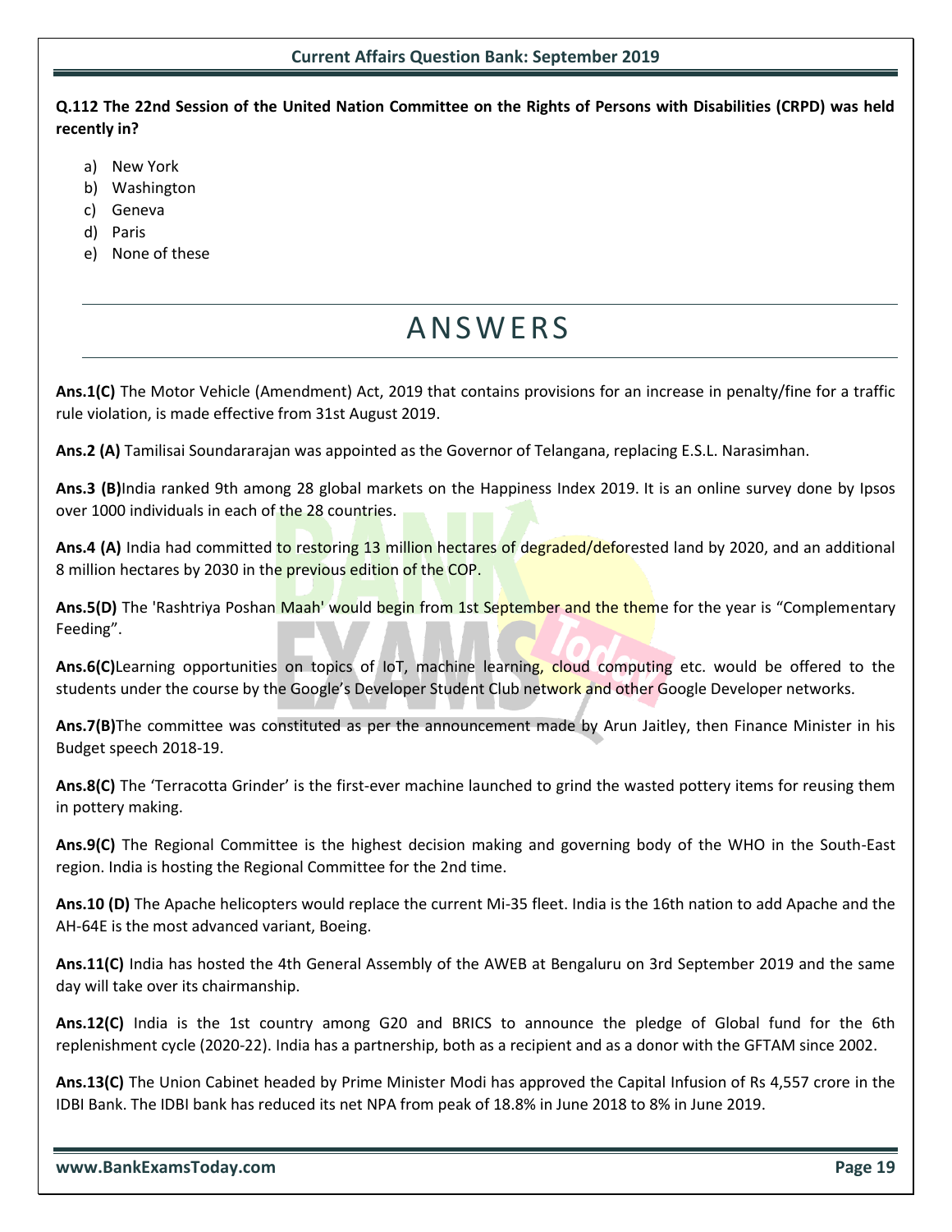**Q.112 The 22nd Session of the United Nation Committee on the Rights of Persons with Disabilities (CRPD) was held recently in?**

a) New York
b) Washington
c) Geneva
d) Paris
e) None of these

# ANSWERS

**Ans.1(C)** The Motor Vehicle (Amendment) Act, 2019 that contains provisions for an increase in penalty/fine for a traffic rule violation, is made effective from 31st August 2019.

**Ans.2 (A)** Tamilisai Soundararajan was appointed as the Governor of Telangana, replacing E.S.L. Narasimhan.

**Ans.3 (B)**India ranked 9th among 28 global markets on the Happiness Index 2019. It is an online survey done by Ipsos over 1000 individuals in each of the 28 countries.

**Ans.4 (A)** India had committed to restoring 13 million hectares of degraded/deforested land by 2020, and an additional 8 million hectares by 2030 in the previous edition of the COP.

**Ans.5(D)** The 'Rashtriya Poshan Maah' would begin from 1st September and the theme for the year is "Complementary Feeding".

**Ans.6(C)**Learning opportunities on topics of IoT, machine learning, cloud computing etc. would be offered to the students under the course by the Google's Developer Student Club network and other Google Developer networks.

**Ans.7(B)**The committee was constituted as per the announcement made by Arun Jaitley, then Finance Minister in his Budget speech 2018-19.

**Ans.8(C)** The 'Terracotta Grinder' is the first-ever machine launched to grind the wasted pottery items for reusing them in pottery making.

**Ans.9(C)** The Regional Committee is the highest decision making and governing body of the WHO in the South-East region. India is hosting the Regional Committee for the 2nd time.

**Ans.10 (D)** The Apache helicopters would replace the current Mi-35 fleet. India is the 16th nation to add Apache and the AH-64E is the most advanced variant, Boeing.

**Ans.11(C)** India has hosted the 4th General Assembly of the AWEB at Bengaluru on 3rd September 2019 and the same day will take over its chairmanship.

**Ans.12(C)** India is the 1st country among G20 and BRICS to announce the pledge of Global fund for the 6th replenishment cycle (2020-22). India has a partnership, both as a recipient and as a donor with the GFTAM since 2002.

**Ans.13(C)** The Union Cabinet headed by Prime Minister Modi has approved the Capital Infusion of Rs 4,557 crore in the IDBI Bank. The IDBI bank has reduced its net NPA from peak of 18.8% in June 2018 to 8% in June 2019.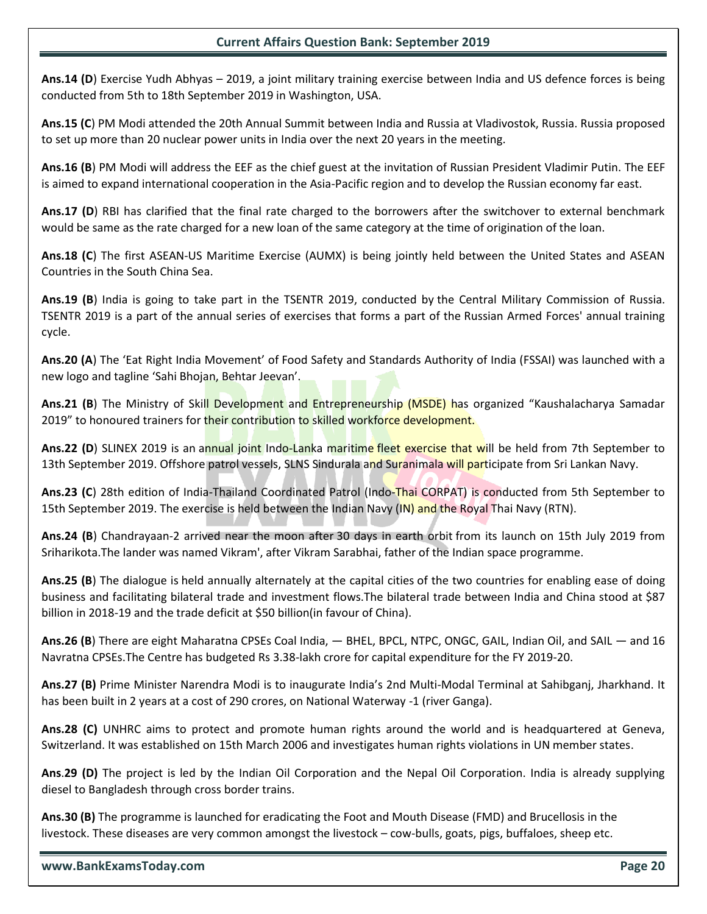**Ans.14 (D**) Exercise Yudh Abhyas – 2019, a joint military training exercise between India and US defence forces is being conducted from 5th to 18th September 2019 in Washington, USA.

**Ans.15 (C**) PM Modi attended the 20th Annual Summit between India and Russia at Vladivostok, Russia. Russia proposed to set up more than 20 nuclear power units in India over the next 20 years in the meeting.

**Ans.16 (B**) PM Modi will address the EEF as the chief guest at the invitation of Russian President Vladimir Putin. The EEF is aimed to expand international cooperation in the Asia-Pacific region and to develop the Russian economy far east.

**Ans.17 (D**) RBI has clarified that the final rate charged to the borrowers after the switchover to external benchmark would be same as the rate charged for a new loan of the same category at the time of origination of the loan.

**Ans.18 (C**) The first ASEAN-US Maritime Exercise (AUMX) is being jointly held between the United States and ASEAN Countries in the South China Sea.

**Ans.19 (B**) India is going to take part in the TSENTR 2019, conducted by the Central Military Commission of Russia. TSENTR 2019 is a part of the annual series of exercises that forms a part of the Russian Armed Forces' annual training cycle.

**Ans.20 (A**) The 'Eat Right India Movement' of Food Safety and Standards Authority of India (FSSAI) was launched with a new logo and tagline 'Sahi Bhojan, Behtar Jeevan'.

**Ans.21 (B**) The Ministry of Skill Development and Entrepreneurship (MSDE) has organized "Kaushalacharya Samadar 2019" to honoured trainers for their contribution to skilled workforce development.

**Ans.22 (D**) SLINEX 2019 is an annual joint Indo-Lanka maritime fleet exercise that will be held from 7th September to 13th September 2019. Offshore patrol vessels, SLNS Sindurala and Suranimala will participate from Sri Lankan Navy.

**Ans.23 (C**) 28th edition of India-Thailand Coordinated Patrol (Indo-Thai CORPAT) is conducted from 5th September to 15th September 2019. The exercise is held between the Indian Navy (IN) and the Royal Thai Navy (RTN).

**Ans.24 (B**) Chandrayaan-2 arrived near the moon after 30 days in earth orbit from its launch on 15th July 2019 from Sriharikota.The lander was named Vikram', after Vikram Sarabhai, father of the Indian space programme.

**Ans.25 (B**) The dialogue is held annually alternately at the capital cities of the two countries for enabling ease of doing business and facilitating bilateral trade and investment flows.The bilateral trade between India and China stood at $87 billion in 2018-19 and the trade deficit at $50 billion(in favour of China).

**Ans.26 (B**) There are eight Maharatna CPSEs Coal India, — BHEL, BPCL, NTPC, ONGC, GAIL, Indian Oil, and SAIL — and 16 Navratna CPSEs.The Centre has budgeted Rs 3.38-lakh crore for capital expenditure for the FY 2019-20.

**Ans.27 (B)** Prime Minister Narendra Modi is to inaugurate India's 2nd Multi-Modal Terminal at Sahibganj, Jharkhand. It has been built in 2 years at a cost of 290 crores, on National Waterway -1 (river Ganga).

**Ans.28 (C)** UNHRC aims to protect and promote human rights around the world and is headquartered at Geneva, Switzerland. It was established on 15th March 2006 and investigates human rights violations in UN member states.

**Ans.29 (D)** The project is led by the Indian Oil Corporation and the Nepal Oil Corporation. India is already supplying diesel to Bangladesh through cross border trains.

**Ans.30 (B)** The programme is launched for eradicating the Foot and Mouth Disease (FMD) and Brucellosis in the livestock. These diseases are very common amongst the livestock – cow-bulls, goats, pigs, buffaloes, sheep etc.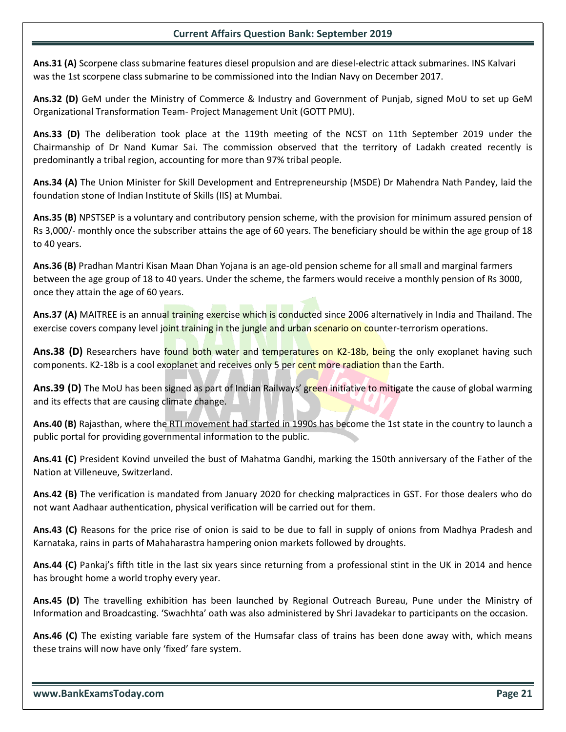**Ans.31 (A)** Scorpene class submarine features diesel propulsion and are diesel-electric attack submarines. INS Kalvari was the 1st scorpene class submarine to be commissioned into the Indian Navy on December 2017.

**Ans.32 (D)** GeM under the Ministry of Commerce & Industry and Government of Punjab, signed MoU to set up GeM Organizational Transformation Team- Project Management Unit (GOTT PMU).

**Ans.33 (D)** The deliberation took place at the 119th meeting of the NCST on 11th September 2019 under the Chairmanship of Dr Nand Kumar Sai. The commission observed that the territory of Ladakh created recently is predominantly a tribal region, accounting for more than 97% tribal people.

**Ans.34 (A)** The Union Minister for Skill Development and Entrepreneurship (MSDE) Dr Mahendra Nath Pandey, laid the foundation stone of Indian Institute of Skills (IIS) at Mumbai.

**Ans.35 (B)** NPSTSEP is a voluntary and contributory pension scheme, with the provision for minimum assured pension of Rs 3,000/- monthly once the subscriber attains the age of 60 years. The beneficiary should be within the age group of 18 to 40 years.

**Ans.36 (B)** Pradhan Mantri Kisan Maan Dhan Yojana is an age-old pension scheme for all small and marginal farmers between the age group of 18 to 40 years. Under the scheme, the farmers would receive a monthly pension of Rs 3000, once they attain the age of 60 years.

**Ans.37 (A)** MAITREE is an annual training exercise which is conducted since 2006 alternatively in India and Thailand. The exercise covers company level joint training in the jungle and urban scenario on counter-terrorism operations.

**Ans.38 (D)** Researchers have found both water and temperatures on K2-18b, being the only exoplanet having such components. K2-18b is a cool exoplanet and receives only 5 per cent more radiation than the Earth.

**Ans.39 (D)** The MoU has been signed as part of Indian Railways' green initiative to mitigate the cause of global warming and its effects that are causing climate change.

**Ans.40 (B)** Rajasthan, where the RTI movement had started in 1990s has become the 1st state in the country to launch a public portal for providing governmental information to the public.

**Ans.41 (C)** President Kovind unveiled the bust of Mahatma Gandhi, marking the 150th anniversary of the Father of the Nation at Villeneuve, Switzerland.

**Ans.42 (B)** The verification is mandated from January 2020 for checking malpractices in GST. For those dealers who do not want Aadhaar authentication, physical verification will be carried out for them.

**Ans.43 (C)** Reasons for the price rise of onion is said to be due to fall in supply of onions from Madhya Pradesh and Karnataka, rains in parts of Mahaharastra hampering onion markets followed by droughts.

**Ans.44 (C)** Pankaj's fifth title in the last six years since returning from a professional stint in the UK in 2014 and hence has brought home a world trophy every year.

**Ans.45 (D)** The travelling exhibition has been launched by Regional Outreach Bureau, Pune under the Ministry of Information and Broadcasting. 'Swachhta' oath was also administered by Shri Javadekar to participants on the occasion.

**Ans.46 (C)** The existing variable fare system of the Humsafar class of trains has been done away with, which means these trains will now have only 'fixed' fare system.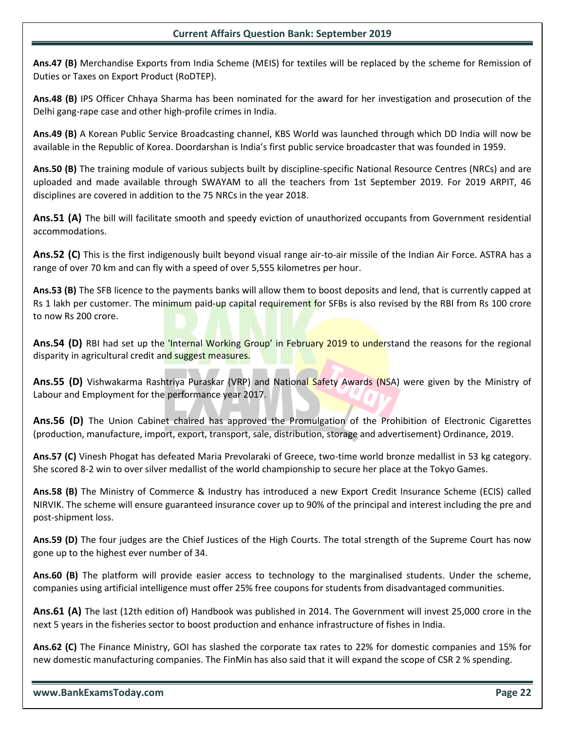**Ans.47 (B)** Merchandise Exports from India Scheme (MEIS) for textiles will be replaced by the scheme for Remission of Duties or Taxes on Export Product (RoDTEP).

**Ans.48 (B)** IPS Officer Chhaya Sharma has been nominated for the award for her investigation and prosecution of the Delhi gang-rape case and other high-profile crimes in India.

**Ans.49 (B)** A Korean Public Service Broadcasting channel, KBS World was launched through which DD India will now be available in the Republic of Korea. Doordarshan is India's first public service broadcaster that was founded in 1959.

**Ans.50 (B)** The training module of various subjects built by discipline-specific National Resource Centres (NRCs) and are uploaded and made available through SWAYAM to all the teachers from 1st September 2019. For 2019 ARPIT, 46 disciplines are covered in addition to the 75 NRCs in the year 2018.

**Ans.51 (A)** The bill will facilitate smooth and speedy eviction of unauthorized occupants from Government residential accommodations.

**Ans.52 (C)** This is the first indigenously built beyond visual range air-to-air missile of the Indian Air Force. ASTRA has a range of over 70 km and can fly with a speed of over 5,555 kilometres per hour.

**Ans.53 (B)** The SFB licence to the payments banks will allow them to boost deposits and lend, that is currently capped at Rs 1 lakh per customer. The minimum paid-up capital requirement for SFBs is also revised by the RBI from Rs 100 crore to now Rs 200 crore.

**Ans.54 (D)** RBI had set up the 'Internal Working Group' in February 2019 to understand the reasons for the regional disparity in agricultural credit and suggest measures.

**Ans.55 (D)** Vishwakarma Rashtriya Puraskar (VRP) and National Safety Awards (NSA) were given by the Ministry of Labour and Employment for the performance year 2017.

**Ans.56 (D)** The Union Cabinet chaired has approved the Promulgation of the Prohibition of Electronic Cigarettes (production, manufacture, import, export, transport, sale, distribution, storage and advertisement) Ordinance, 2019.

**Ans.57 (C)** Vinesh Phogat has defeated Maria Prevolaraki of Greece, two-time world bronze medallist in 53 kg category. She scored 8-2 win to over silver medallist of the world championship to secure her place at the Tokyo Games.

**Ans.58 (B)** The Ministry of Commerce & Industry has introduced a new Export Credit Insurance Scheme (ECIS) called NIRVIK. The scheme will ensure guaranteed insurance cover up to 90% of the principal and interest including the pre and post-shipment loss.

**Ans.59 (D)** The four judges are the Chief Justices of the High Courts. The total strength of the Supreme Court has now gone up to the highest ever number of 34.

**Ans.60 (B)** The platform will provide easier access to technology to the marginalised students. Under the scheme, companies using artificial intelligence must offer 25% free coupons for students from disadvantaged communities.

**Ans.61 (A)** The last (12th edition of) Handbook was published in 2014. The Government will invest 25,000 crore in the next 5 years in the fisheries sector to boost production and enhance infrastructure of fishes in India.

**Ans.62 (C)** The Finance Ministry, GOI has slashed the corporate tax rates to 22% for domestic companies and 15% for new domestic manufacturing companies. The FinMin has also said that it will expand the scope of CSR 2 % spending.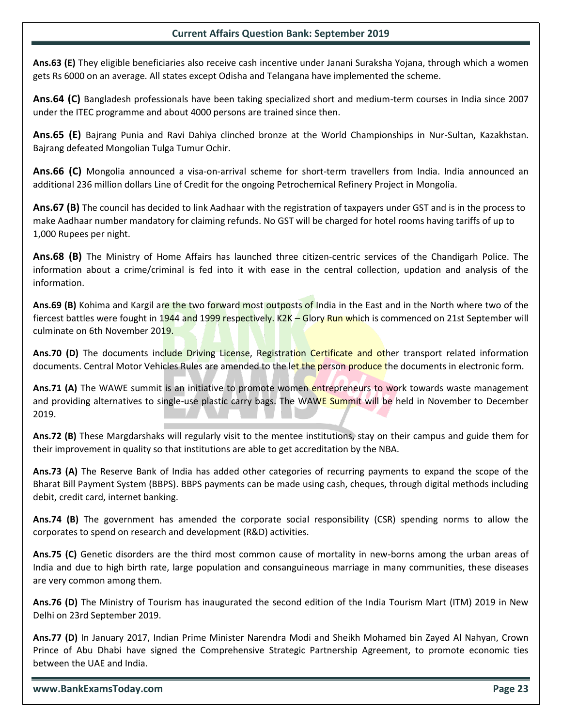**Ans.63 (E)** They eligible beneficiaries also receive cash incentive under Janani Suraksha Yojana, through which a women gets Rs 6000 on an average. All states except Odisha and Telangana have implemented the scheme.

**Ans.64 (C)** Bangladesh professionals have been taking specialized short and medium-term courses in India since 2007 under the ITEC programme and about 4000 persons are trained since then.

**Ans.65 (E)** Bajrang Punia and Ravi Dahiya clinched bronze at the World Championships in Nur-Sultan, Kazakhstan. Bajrang defeated Mongolian Tulga Tumur Ochir.

**Ans.66 (C)** Mongolia announced a visa-on-arrival scheme for short-term travellers from India. India announced an additional 236 million dollars Line of Credit for the ongoing Petrochemical Refinery Project in Mongolia.

**Ans.67 (B)** The council has decided to link Aadhaar with the registration of taxpayers under GST and is in the process to make Aadhaar number mandatory for claiming refunds. No GST will be charged for hotel rooms having tariffs of up to 1,000 Rupees per night.

**Ans.68 (B)** The Ministry of Home Affairs has launched three citizen-centric services of the Chandigarh Police. The information about a crime/criminal is fed into it with ease in the central collection, updation and analysis of the information.

**Ans.69 (B)** Kohima and Kargil are the two forward most outposts of India in the East and in the North where two of the fiercest battles were fought in 1944 and 1999 respectively. K2K – Glory Run which is commenced on 21st September will culminate on 6th November 2019.

**Ans.70 (D)** The documents include Driving License, Registration Certificate and other transport related information documents. Central Motor Vehicles Rules are amended to the let the person produce the documents in electronic form.

**Ans.71 (A)** The WAWE summit is an initiative to promote women entrepreneurs to work towards waste management and providing alternatives to single-use plastic carry bags. The WAWE Summit will be held in November to December 2019.

**Ans.72 (B)** These Margdarshaks will regularly visit to the mentee institutions, stay on their campus and guide them for their improvement in quality so that institutions are able to get accreditation by the NBA.

**Ans.73 (A)** The Reserve Bank of India has added other categories of recurring payments to expand the scope of the Bharat Bill Payment System (BBPS). BBPS payments can be made using cash, cheques, through digital methods including debit, credit card, internet banking.

**Ans.74 (B)** The government has amended the corporate social responsibility (CSR) spending norms to allow the corporates to spend on research and development (R&D) activities.

**Ans.75 (C)** Genetic disorders are the third most common cause of mortality in new-borns among the urban areas of India and due to high birth rate, large population and consanguineous marriage in many communities, these diseases are very common among them.

**Ans.76 (D)** The Ministry of Tourism has inaugurated the second edition of the India Tourism Mart (ITM) 2019 in New Delhi on 23rd September 2019.

**Ans.77 (D)** In January 2017, Indian Prime Minister Narendra Modi and Sheikh Mohamed bin Zayed Al Nahyan, Crown Prince of Abu Dhabi have signed the Comprehensive Strategic Partnership Agreement, to promote economic ties between the UAE and India.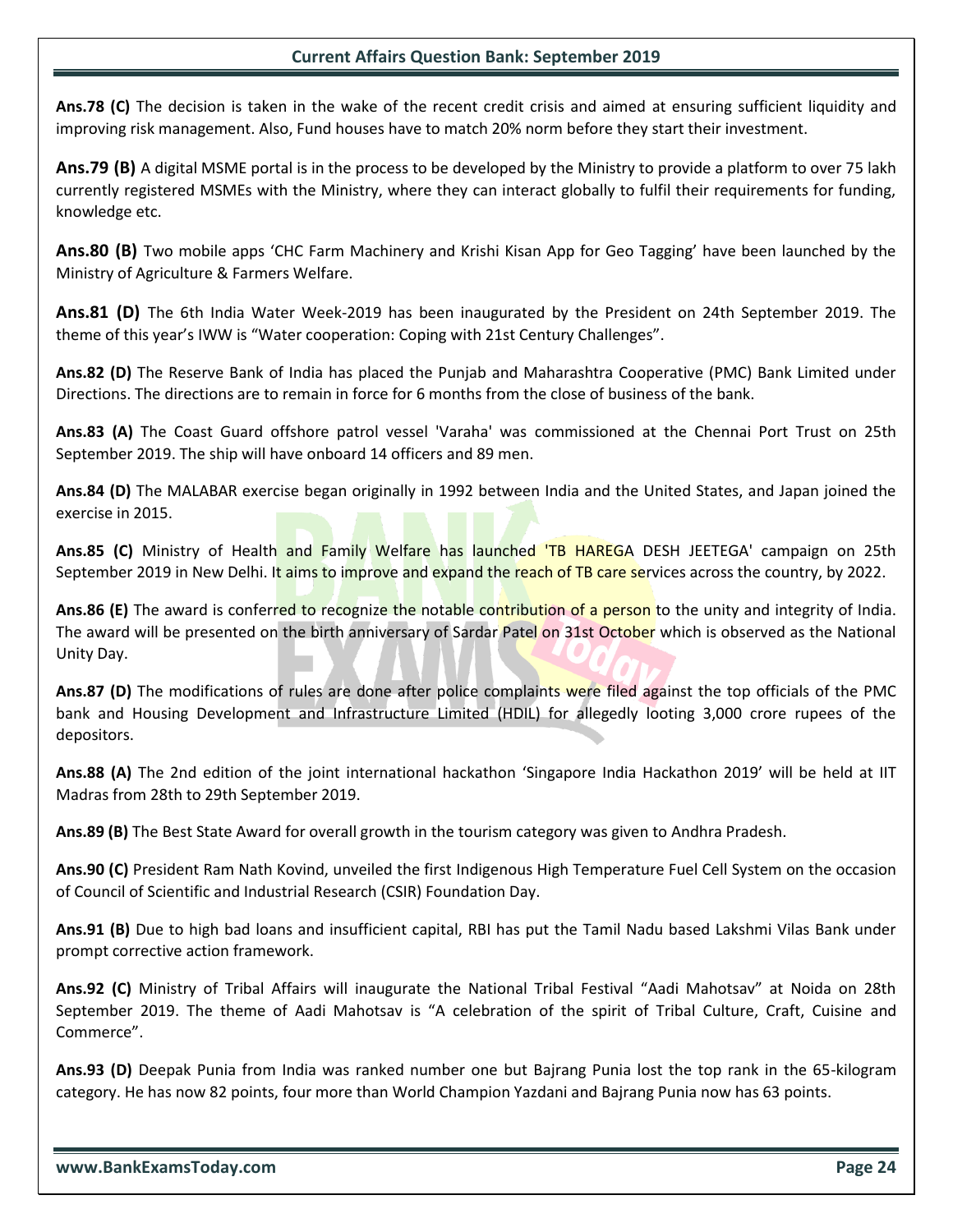**Ans.78 (C)** The decision is taken in the wake of the recent credit crisis and aimed at ensuring sufficient liquidity and improving risk management. Also, Fund houses have to match 20% norm before they start their investment.

**Ans.79 (B)** A digital MSME portal is in the process to be developed by the Ministry to provide a platform to over 75 lakh currently registered MSMEs with the Ministry, where they can interact globally to fulfil their requirements for funding, knowledge etc.

**Ans.80 (B)** Two mobile apps 'CHC Farm Machinery and Krishi Kisan App for Geo Tagging' have been launched by the Ministry of Agriculture & Farmers Welfare.

**Ans.81 (D)** The 6th India Water Week-2019 has been inaugurated by the President on 24th September 2019. The theme of this year's IWW is "Water cooperation: Coping with 21st Century Challenges".

**Ans.82 (D)** The Reserve Bank of India has placed the Punjab and Maharashtra Cooperative (PMC) Bank Limited under Directions. The directions are to remain in force for 6 months from the close of business of the bank.

**Ans.83 (A)** The Coast Guard offshore patrol vessel 'Varaha' was commissioned at the Chennai Port Trust on 25th September 2019. The ship will have onboard 14 officers and 89 men.

**Ans.84 (D)** The MALABAR exercise began originally in 1992 between India and the United States, and Japan joined the exercise in 2015.

**Ans.85 (C)** Ministry of Health and Family Welfare has launched 'TB HAREGA DESH JEETEGA' campaign on 25th September 2019 in New Delhi. It aims to improve and expand the reach of TB care services across the country, by 2022.

**Ans.86 (E)** The award is conferred to recognize the notable contribution of a person to the unity and integrity of India. The award will be presented on the birth anniversary of Sardar Patel on 31st October which is observed as the National Unity Day.

**Ans.87 (D)** The modifications of rules are done after police complaints were filed against the top officials of the PMC bank and Housing Development and Infrastructure Limited (HDIL) for allegedly looting 3,000 crore rupees of the depositors.

**Ans.88 (A)** The 2nd edition of the joint international hackathon 'Singapore India Hackathon 2019' will be held at IIT Madras from 28th to 29th September 2019.

**Ans.89 (B)** The Best State Award for overall growth in the tourism category was given to Andhra Pradesh.

**Ans.90 (C)** President Ram Nath Kovind, unveiled the first Indigenous High Temperature Fuel Cell System on the occasion of Council of Scientific and Industrial Research (CSIR) Foundation Day.

**Ans.91 (B)** Due to high bad loans and insufficient capital, RBI has put the Tamil Nadu based Lakshmi Vilas Bank under prompt corrective action framework.

**Ans.92 (C)** Ministry of Tribal Affairs will inaugurate the National Tribal Festival "Aadi Mahotsav" at Noida on 28th September 2019. The theme of Aadi Mahotsav is "A celebration of the spirit of Tribal Culture, Craft, Cuisine and Commerce".

**Ans.93 (D)** Deepak Punia from India was ranked number one but Bajrang Punia lost the top rank in the 65-kilogram category. He has now 82 points, four more than World Champion Yazdani and Bajrang Punia now has 63 points.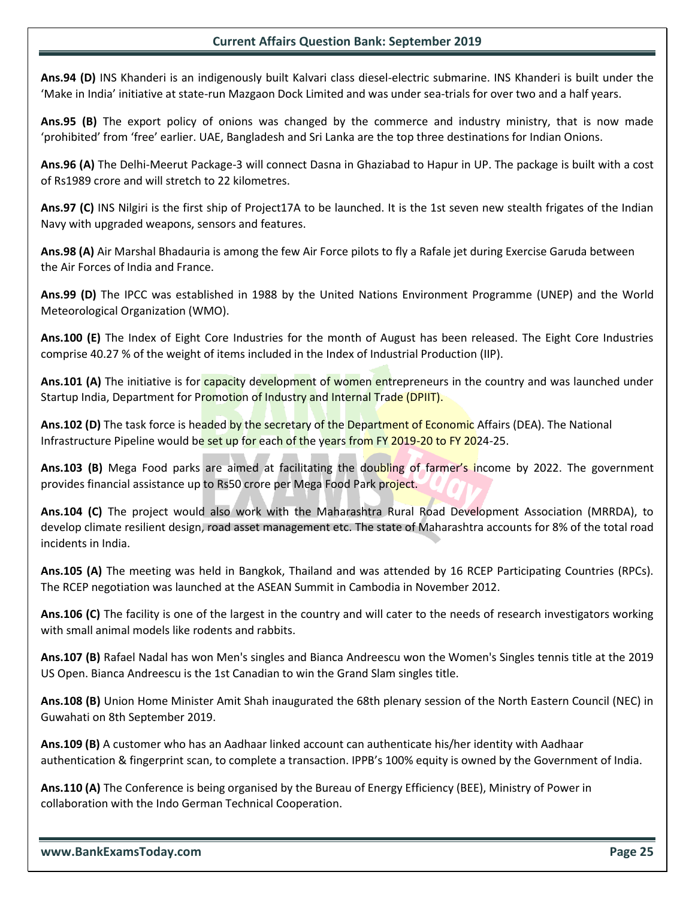**Ans.94 (D)** INS Khanderi is an indigenously built Kalvari class diesel-electric submarine. INS Khanderi is built under the 'Make in India' initiative at state-run Mazgaon Dock Limited and was under sea-trials for over two and a half years.

**Ans.95 (B)** The export policy of onions was changed by the commerce and industry ministry, that is now made 'prohibited' from 'free' earlier. UAE, Bangladesh and Sri Lanka are the top three destinations for Indian Onions.

**Ans.96 (A)** The Delhi-Meerut Package-3 will connect Dasna in Ghaziabad to Hapur in UP. The package is built with a cost of Rs1989 crore and will stretch to 22 kilometres.

**Ans.97 (C)** INS Nilgiri is the first ship of Project17A to be launched. It is the 1st seven new stealth frigates of the Indian Navy with upgraded weapons, sensors and features.

**Ans.98 (A)** Air Marshal Bhadauria is among the few Air Force pilots to fly a Rafale jet during Exercise Garuda between the Air Forces of India and France.

**Ans.99 (D)** The IPCC was established in 1988 by the United Nations Environment Programme (UNEP) and the World Meteorological Organization (WMO).

**Ans.100 (E)** The Index of Eight Core Industries for the month of August has been released. The Eight Core Industries comprise 40.27 % of the weight of items included in the Index of Industrial Production (IIP).

**Ans.101 (A)** The initiative is for capacity development of women entrepreneurs in the country and was launched under Startup India, Department for Promotion of Industry and Internal Trade (DPIIT).

**Ans.102 (D)** The task force is headed by the secretary of the Department of Economic Affairs (DEA). The National Infrastructure Pipeline would be set up for each of the years from FY 2019-20 to FY 2024-25.

**Ans.103 (B)** Mega Food parks are aimed at facilitating the doubling of farmer's income by 2022. The government provides financial assistance up to Rs50 crore per Mega Food Park project.

**Ans.104 (C)** The project would also work with the Maharashtra Rural Road Development Association (MRRDA), to develop climate resilient design, road asset management etc. The state of Maharashtra accounts for 8% of the total road incidents in India.

**Ans.105 (A)** The meeting was held in Bangkok, Thailand and was attended by 16 RCEP Participating Countries (RPCs). The RCEP negotiation was launched at the ASEAN Summit in Cambodia in November 2012.

**Ans.106 (C)** The facility is one of the largest in the country and will cater to the needs of research investigators working with small animal models like rodents and rabbits.

**Ans.107 (B)** Rafael Nadal has won Men's singles and Bianca Andreescu won the Women's Singles tennis title at the 2019 US Open. Bianca Andreescu is the 1st Canadian to win the Grand Slam singles title.

**Ans.108 (B)** Union Home Minister Amit Shah inaugurated the 68th plenary session of the North Eastern Council (NEC) in Guwahati on 8th September 2019.

**Ans.109 (B)** A customer who has an Aadhaar linked account can authenticate his/her identity with Aadhaar authentication & fingerprint scan, to complete a transaction. IPPB's 100% equity is owned by the Government of India.

**Ans.110 (A)** The Conference is being organised by the Bureau of Energy Efficiency (BEE), Ministry of Power in collaboration with the Indo German Technical Cooperation.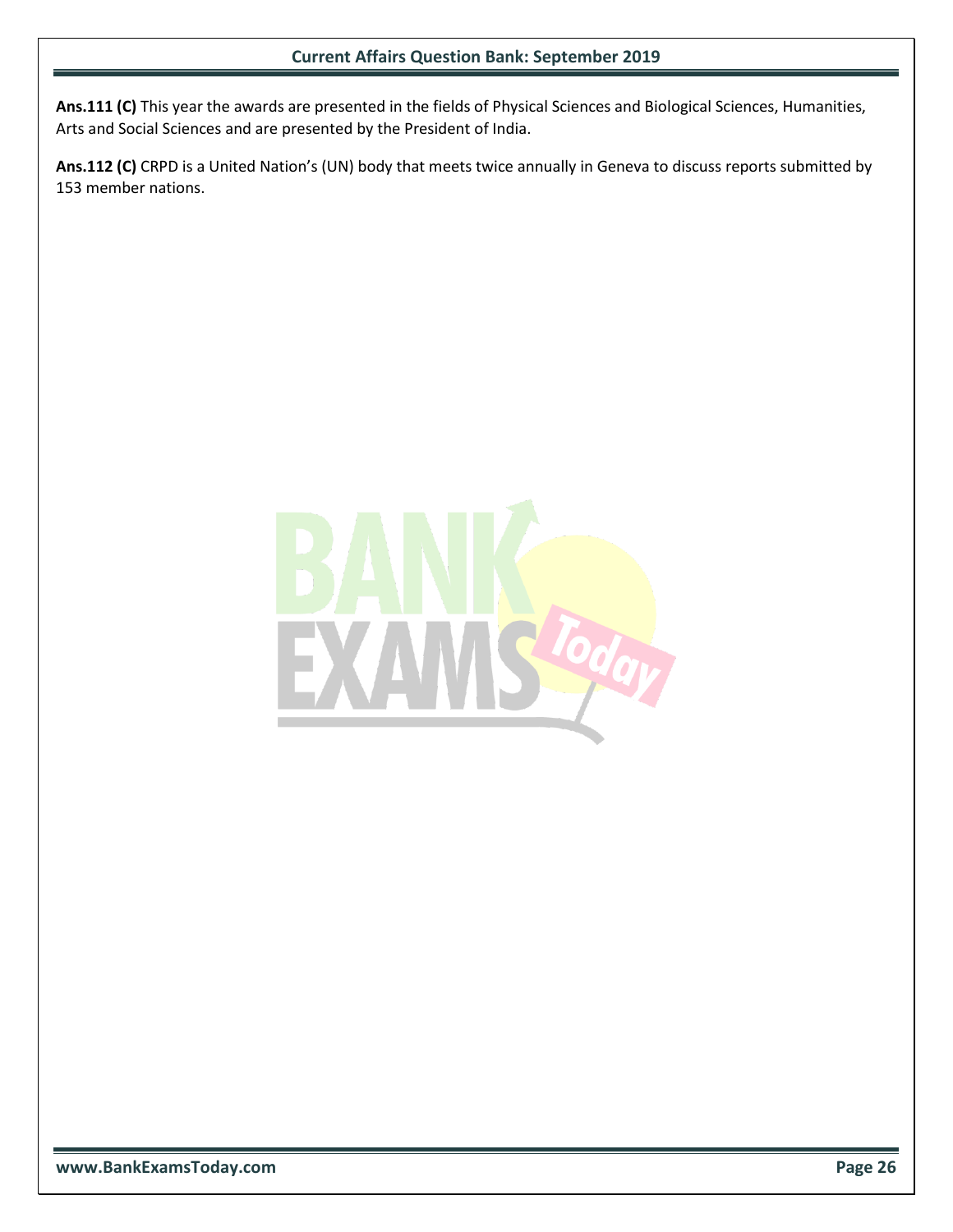**Ans.111 (C)** This year the awards are presented in the fields of Physical Sciences and Biological Sciences, Humanities, Arts and Social Sciences and are presented by the President of India.

**Ans.112 (C)** CRPD is a United Nation's (UN) body that meets twice annually in Geneva to discuss reports submitted by 153 member nations.